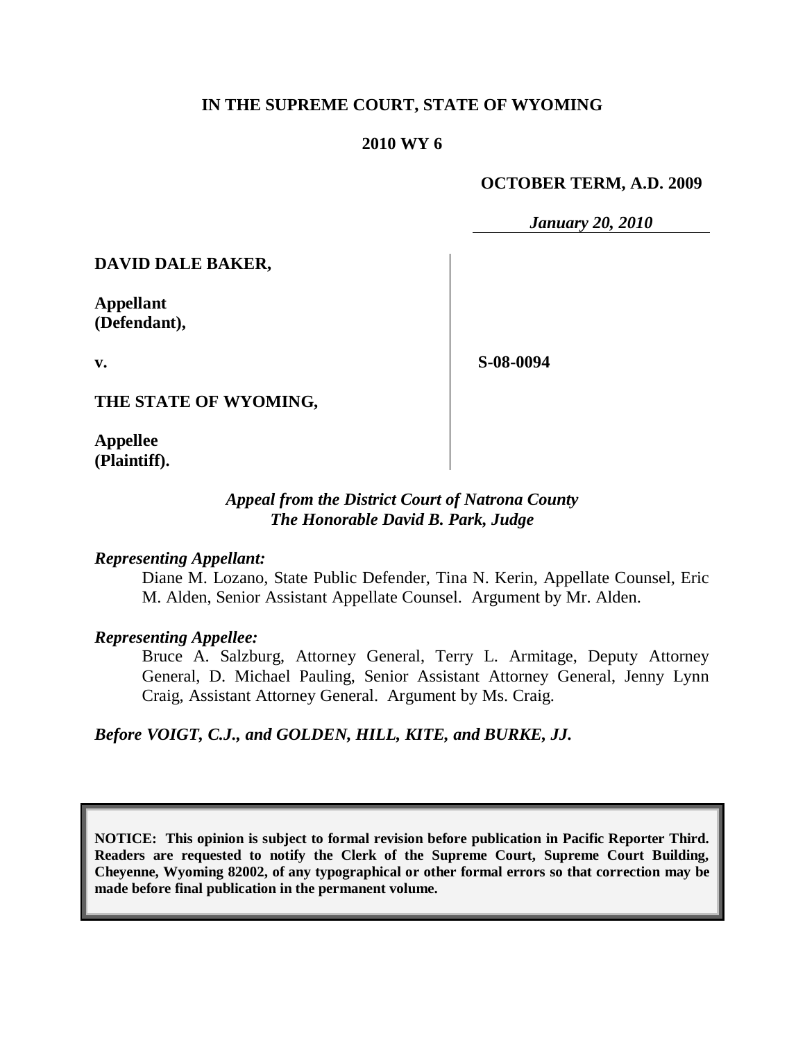**IN THE SUPREME COURT, STATE OF WYOMING**

**2010 WY 6**

**OCTOBER TERM, A.D. 2009**

*January 20, 2010*

**DAVID DALE BAKER,**

**Appellant (Defendant),**

**v.**

**THE STATE OF WYOMING,**

**Appellee (Plaintiff).**

**S-08-0094**

*Appeal from the District Court of Natrona County*
*The Honorable David B. Park, Judge*

***Representing Appellant:***

Diane M. Lozano, State Public Defender, Tina N. Kerin, Appellate Counsel, Eric M. Alden, Senior Assistant Appellate Counsel. Argument by Mr. Alden.

***Representing Appellee:***

Bruce A. Salzburg, Attorney General, Terry L. Armitage, Deputy Attorney General, D. Michael Pauling, Senior Assistant Attorney General, Jenny Lynn Craig, Assistant Attorney General. Argument by Ms. Craig.

***Before VOIGT, C.J., and GOLDEN, HILL, KITE, and BURKE, JJ.***

**NOTICE: This opinion is subject to formal revision before publication in Pacific Reporter Third. Readers are requested to notify the Clerk of the Supreme Court, Supreme Court Building, Cheyenne, Wyoming 82002, of any typographical or other formal errors so that correction may be made before final publication in the permanent volume.**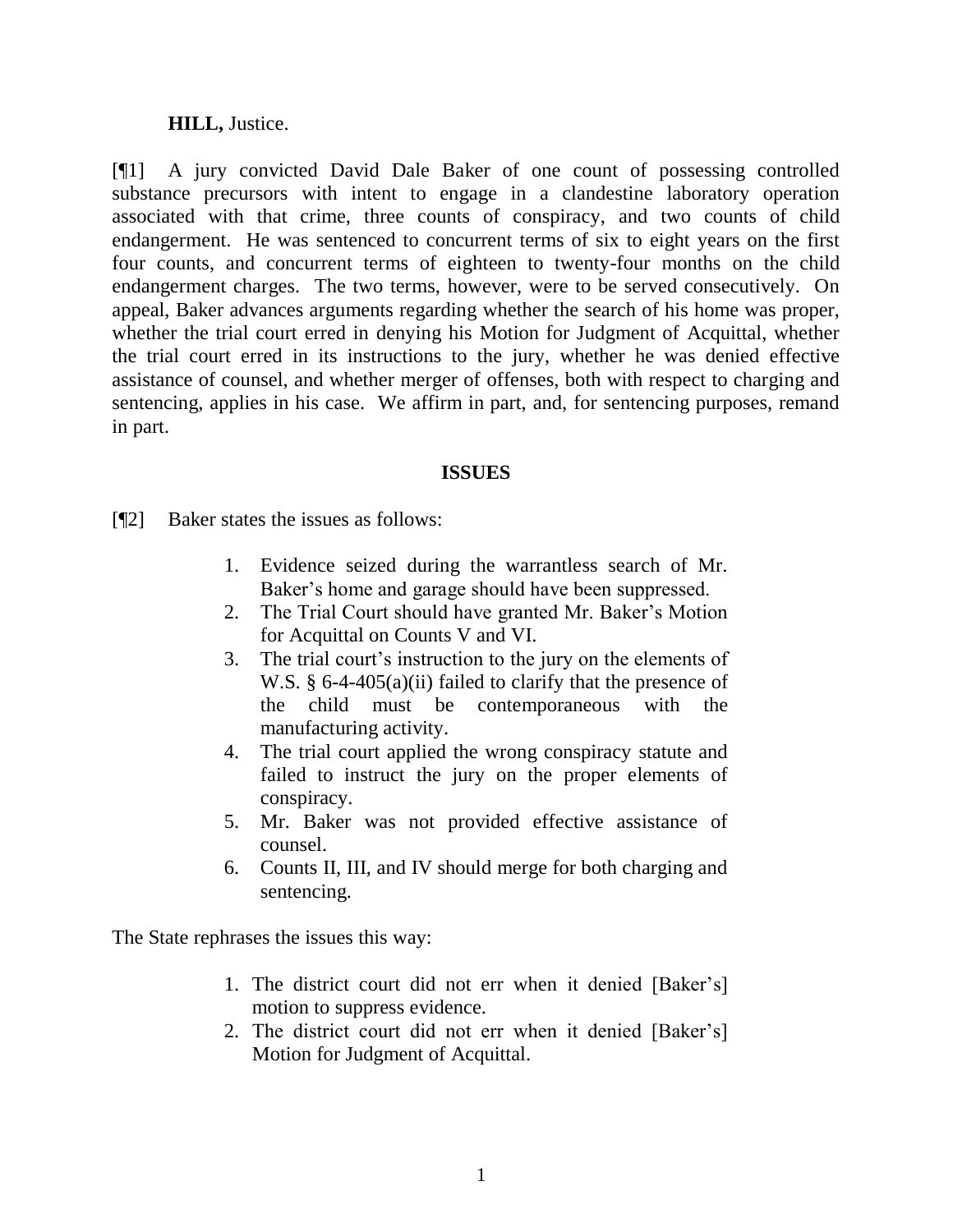**HILL,** Justice.

[¶1] A jury convicted David Dale Baker of one count of possessing controlled substance precursors with intent to engage in a clandestine laboratory operation associated with that crime, three counts of conspiracy, and two counts of child endangerment. He was sentenced to concurrent terms of six to eight years on the first four counts, and concurrent terms of eighteen to twenty-four months on the child endangerment charges. The two terms, however, were to be served consecutively. On appeal, Baker advances arguments regarding whether the search of his home was proper, whether the trial court erred in denying his Motion for Judgment of Acquittal, whether the trial court erred in its instructions to the jury, whether he was denied effective assistance of counsel, and whether merger of offenses, both with respect to charging and sentencing, applies in his case. We affirm in part, and, for sentencing purposes, remand in part.

## ISSUES

[¶2] Baker states the issues as follows:

> 1. Evidence seized during the warrantless search of Mr. Baker's home and garage should have been suppressed.
> 2. The Trial Court should have granted Mr. Baker's Motion for Acquittal on Counts V and VI.
> 3. The trial court's instruction to the jury on the elements of W.S. § 6-4-405(a)(ii) failed to clarify that the presence of the child must be contemporaneous with the manufacturing activity.
> 4. The trial court applied the wrong conspiracy statute and failed to instruct the jury on the proper elements of conspiracy.
> 5. Mr. Baker was not provided effective assistance of counsel.
> 6. Counts II, III, and IV should merge for both charging and sentencing.

The State rephrases the issues this way:

> 1. The district court did not err when it denied [Baker's] motion to suppress evidence.
> 2. The district court did not err when it denied [Baker's] Motion for Judgment of Acquittal.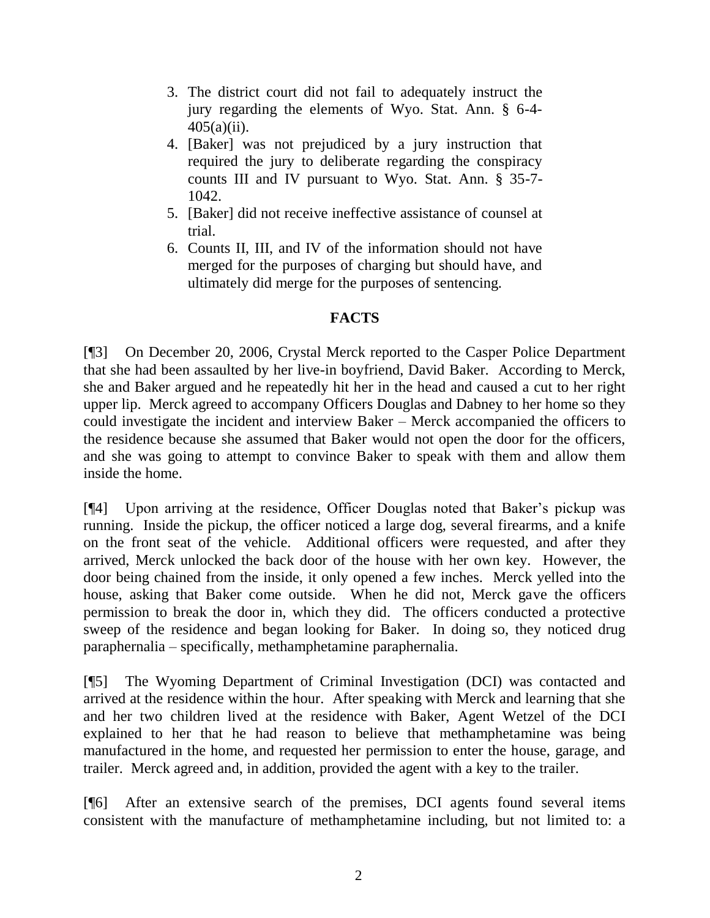3. The district court did not fail to adequately instruct the jury regarding the elements of Wyo. Stat. Ann. § 6-4-405(a)(ii).
4. [Baker] was not prejudiced by a jury instruction that required the jury to deliberate regarding the conspiracy counts III and IV pursuant to Wyo. Stat. Ann. § 35-7-1042.
5. [Baker] did not receive ineffective assistance of counsel at trial.
6. Counts II, III, and IV of the information should not have merged for the purposes of charging but should have, and ultimately did merge for the purposes of sentencing.

## FACTS

[¶3] On December 20, 2006, Crystal Merck reported to the Casper Police Department that she had been assaulted by her live-in boyfriend, David Baker. According to Merck, she and Baker argued and he repeatedly hit her in the head and caused a cut to her right upper lip. Merck agreed to accompany Officers Douglas and Dabney to her home so they could investigate the incident and interview Baker – Merck accompanied the officers to the residence because she assumed that Baker would not open the door for the officers, and she was going to attempt to convince Baker to speak with them and allow them inside the home.

[¶4] Upon arriving at the residence, Officer Douglas noted that Baker's pickup was running. Inside the pickup, the officer noticed a large dog, several firearms, and a knife on the front seat of the vehicle. Additional officers were requested, and after they arrived, Merck unlocked the back door of the house with her own key. However, the door being chained from the inside, it only opened a few inches. Merck yelled into the house, asking that Baker come outside. When he did not, Merck gave the officers permission to break the door in, which they did. The officers conducted a protective sweep of the residence and began looking for Baker. In doing so, they noticed drug paraphernalia – specifically, methamphetamine paraphernalia.

[¶5] The Wyoming Department of Criminal Investigation (DCI) was contacted and arrived at the residence within the hour. After speaking with Merck and learning that she and her two children lived at the residence with Baker, Agent Wetzel of the DCI explained to her that he had reason to believe that methamphetamine was being manufactured in the home, and requested her permission to enter the house, garage, and trailer. Merck agreed and, in addition, provided the agent with a key to the trailer.

[¶6] After an extensive search of the premises, DCI agents found several items consistent with the manufacture of methamphetamine including, but not limited to: a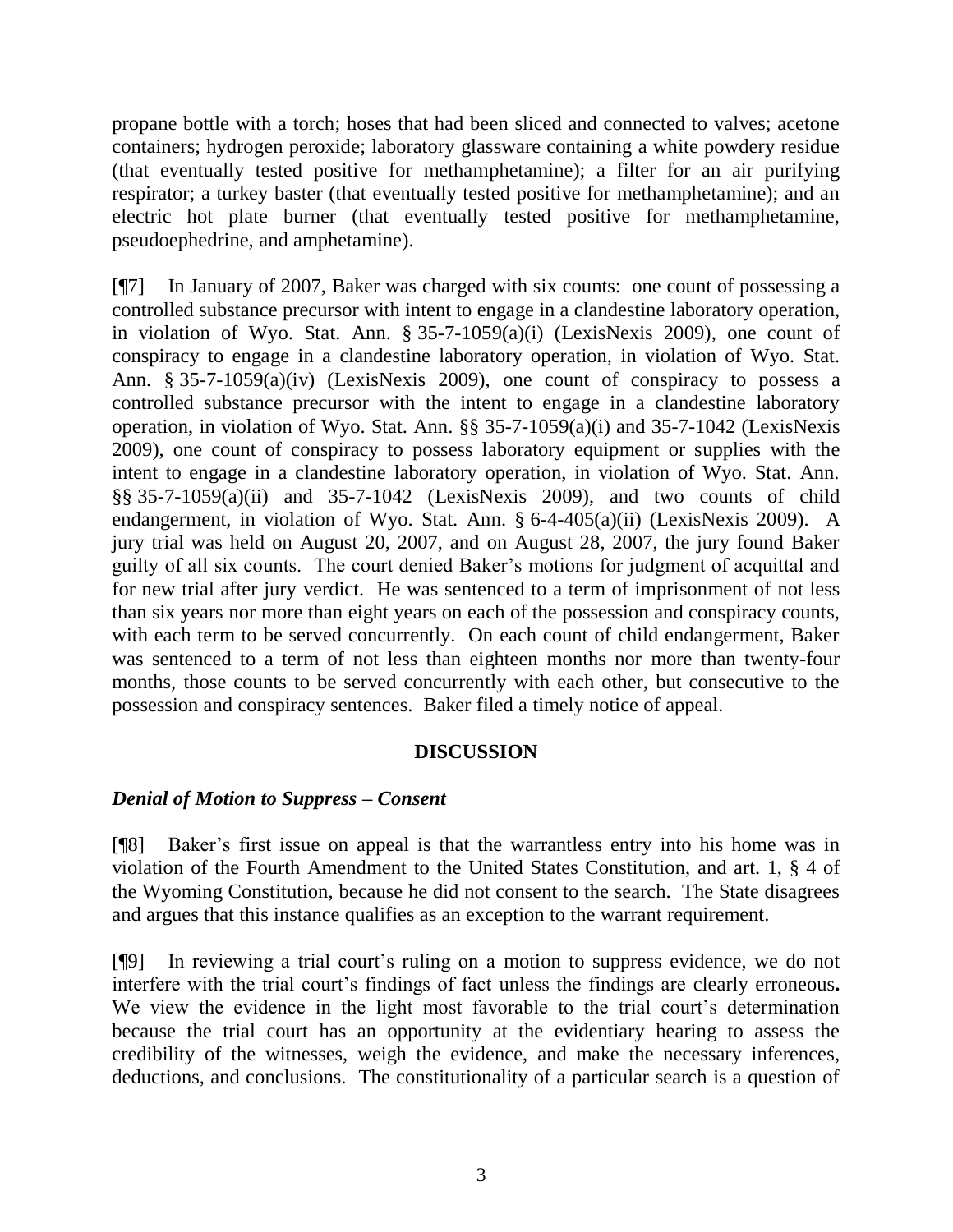propane bottle with a torch; hoses that had been sliced and connected to valves; acetone containers; hydrogen peroxide; laboratory glassware containing a white powdery residue (that eventually tested positive for methamphetamine); a filter for an air purifying respirator; a turkey baster (that eventually tested positive for methamphetamine); and an electric hot plate burner (that eventually tested positive for methamphetamine, pseudoephedrine, and amphetamine).

[¶7] In January of 2007, Baker was charged with six counts: one count of possessing a controlled substance precursor with intent to engage in a clandestine laboratory operation, in violation of Wyo. Stat. Ann. § 35-7-1059(a)(i) (LexisNexis 2009), one count of conspiracy to engage in a clandestine laboratory operation, in violation of Wyo. Stat. Ann. § 35-7-1059(a)(iv) (LexisNexis 2009), one count of conspiracy to possess a controlled substance precursor with the intent to engage in a clandestine laboratory operation, in violation of Wyo. Stat. Ann. §§ 35-7-1059(a)(i) and 35-7-1042 (LexisNexis 2009), one count of conspiracy to possess laboratory equipment or supplies with the intent to engage in a clandestine laboratory operation, in violation of Wyo. Stat. Ann. §§ 35-7-1059(a)(ii) and 35-7-1042 (LexisNexis 2009), and two counts of child endangerment, in violation of Wyo. Stat. Ann. § 6-4-405(a)(ii) (LexisNexis 2009). A jury trial was held on August 20, 2007, and on August 28, 2007, the jury found Baker guilty of all six counts. The court denied Baker's motions for judgment of acquittal and for new trial after jury verdict. He was sentenced to a term of imprisonment of not less than six years nor more than eight years on each of the possession and conspiracy counts, with each term to be served concurrently. On each count of child endangerment, Baker was sentenced to a term of not less than eighteen months nor more than twenty-four months, those counts to be served concurrently with each other, but consecutive to the possession and conspiracy sentences. Baker filed a timely notice of appeal.

## DISCUSSION

### *Denial of Motion to Suppress – Consent*

[¶8] Baker's first issue on appeal is that the warrantless entry into his home was in violation of the Fourth Amendment to the United States Constitution, and art. 1, § 4 of the Wyoming Constitution, because he did not consent to the search. The State disagrees and argues that this instance qualifies as an exception to the warrant requirement.

[¶9] In reviewing a trial court's ruling on a motion to suppress evidence, we do not interfere with the trial court's findings of fact unless the findings are clearly erroneous**.** We view the evidence in the light most favorable to the trial court's determination because the trial court has an opportunity at the evidentiary hearing to assess the credibility of the witnesses, weigh the evidence, and make the necessary inferences, deductions, and conclusions. The constitutionality of a particular search is a question of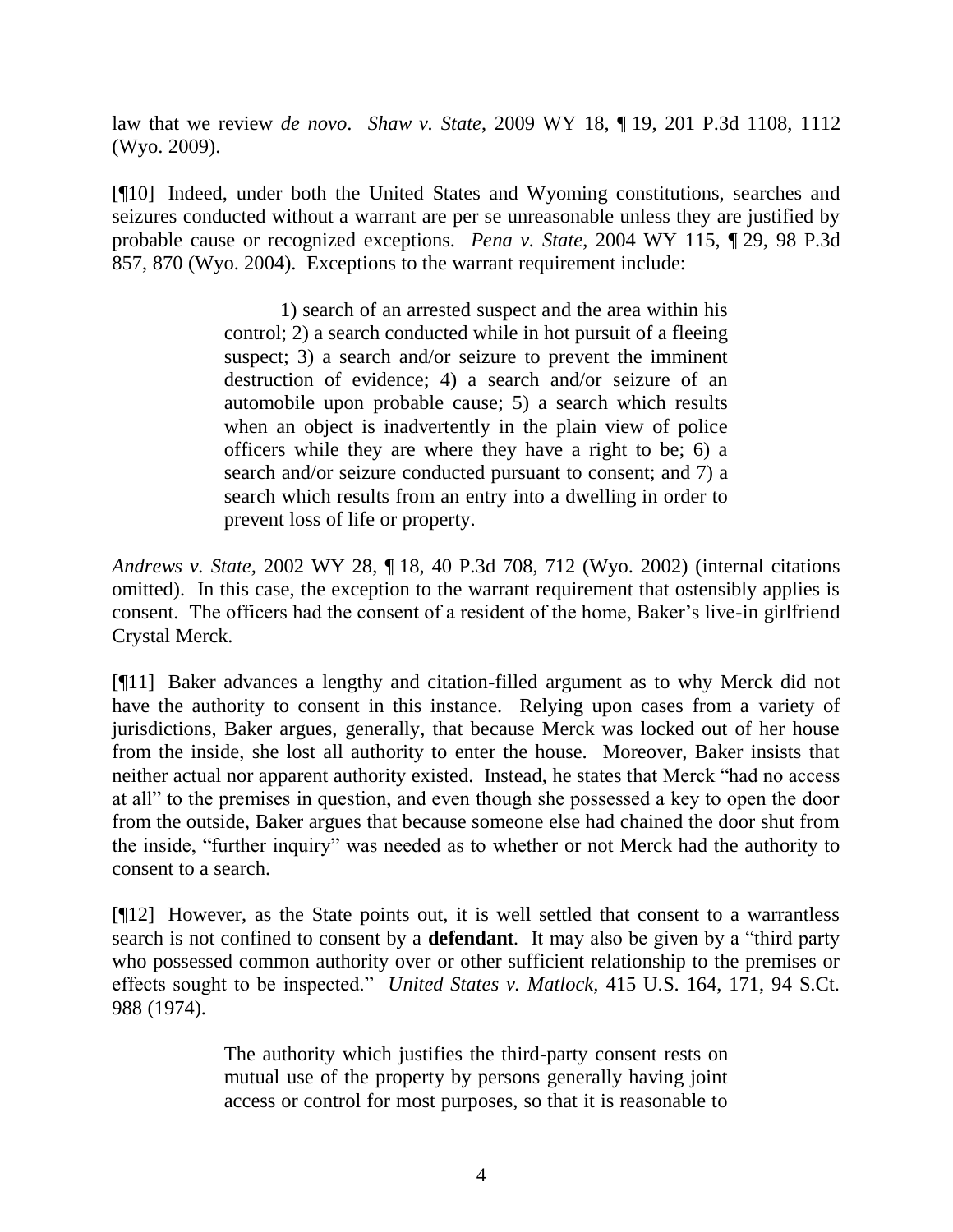law that we review *de novo*. *Shaw v. State*, 2009 WY 18, ¶ 19, 201 P.3d 1108, 1112 (Wyo. 2009).

[¶10] Indeed, under both the United States and Wyoming constitutions, searches and seizures conducted without a warrant are per se unreasonable unless they are justified by probable cause or recognized exceptions. *Pena v. State*, 2004 WY 115, ¶ 29, 98 P.3d 857, 870 (Wyo. 2004). Exceptions to the warrant requirement include:

> 1) search of an arrested suspect and the area within his control; 2) a search conducted while in hot pursuit of a fleeing suspect; 3) a search and/or seizure to prevent the imminent destruction of evidence; 4) a search and/or seizure of an automobile upon probable cause; 5) a search which results when an object is inadvertently in the plain view of police officers while they are where they have a right to be; 6) a search and/or seizure conducted pursuant to consent; and 7) a search which results from an entry into a dwelling in order to prevent loss of life or property.

*Andrews v. State*, 2002 WY 28, ¶ 18, 40 P.3d 708, 712 (Wyo. 2002) (internal citations omitted). In this case, the exception to the warrant requirement that ostensibly applies is consent. The officers had the consent of a resident of the home, Baker's live-in girlfriend Crystal Merck.

[¶11] Baker advances a lengthy and citation-filled argument as to why Merck did not have the authority to consent in this instance. Relying upon cases from a variety of jurisdictions, Baker argues, generally, that because Merck was locked out of her house from the inside, she lost all authority to enter the house. Moreover, Baker insists that neither actual nor apparent authority existed. Instead, he states that Merck "had no access at all" to the premises in question, and even though she possessed a key to open the door from the outside, Baker argues that because someone else had chained the door shut from the inside, "further inquiry" was needed as to whether or not Merck had the authority to consent to a search.

[¶12] However, as the State points out, it is well settled that consent to a warrantless search is not confined to consent by a **defendant**. It may also be given by a "third party who possessed common authority over or other sufficient relationship to the premises or effects sought to be inspected." *United States v. Matlock*, 415 U.S. 164, 171, 94 S.Ct. 988 (1974).

> The authority which justifies the third-party consent rests on mutual use of the property by persons generally having joint access or control for most purposes, so that it is reasonable to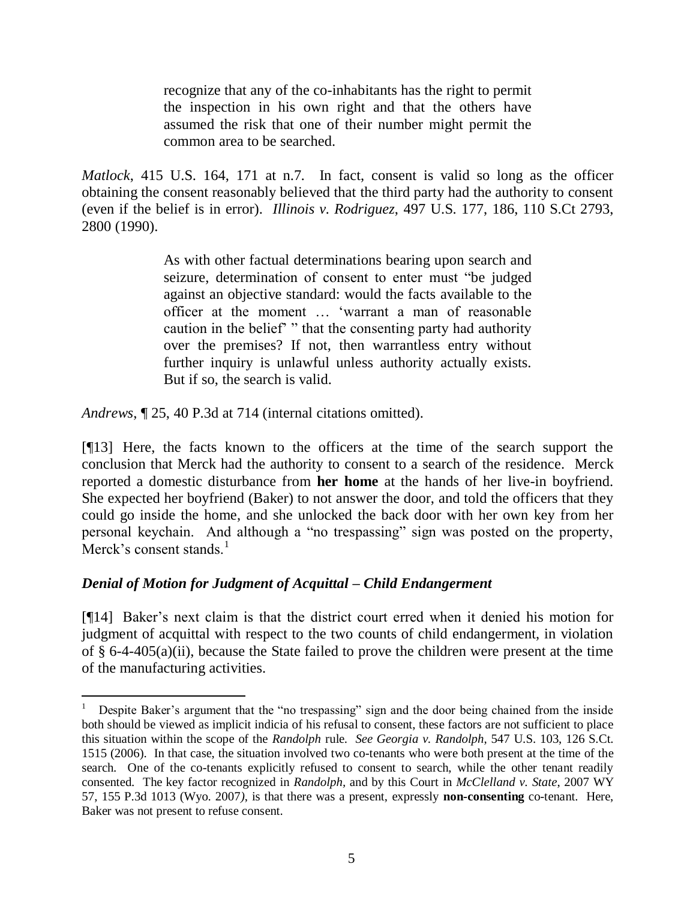> recognize that any of the co-inhabitants has the right to permit the inspection in his own right and that the others have assumed the risk that one of their number might permit the common area to be searched.

*Matlock*, 415 U.S. 164, 171 at n.7. In fact, consent is valid so long as the officer obtaining the consent reasonably believed that the third party had the authority to consent (even if the belief is in error). *Illinois v. Rodriguez*, 497 U.S. 177, 186, 110 S.Ct 2793, 2800 (1990).

> As with other factual determinations bearing upon search and seizure, determination of consent to enter must "be judged against an objective standard: would the facts available to the officer at the moment … 'warrant a man of reasonable caution in the belief' " that the consenting party had authority over the premises? If not, then warrantless entry without further inquiry is unlawful unless authority actually exists. But if so, the search is valid.

*Andrews*, ¶ 25, 40 P.3d at 714 (internal citations omitted).

[¶13] Here, the facts known to the officers at the time of the search support the conclusion that Merck had the authority to consent to a search of the residence. Merck reported a domestic disturbance from **her home** at the hands of her live-in boyfriend. She expected her boyfriend (Baker) to not answer the door, and told the officers that they could go inside the home, and she unlocked the back door with her own key from her personal keychain. And although a "no trespassing" sign was posted on the property, Merck's consent stands.[1]

### *Denial of Motion for Judgment of Acquittal – Child Endangerment*

[¶14] Baker's next claim is that the district court erred when it denied his motion for judgment of acquittal with respect to the two counts of child endangerment, in violation of § 6-4-405(a)(ii), because the State failed to prove the children were present at the time of the manufacturing activities.

---

[1] Despite Baker's argument that the "no trespassing" sign and the door being chained from the inside both should be viewed as implicit indicia of his refusal to consent, these factors are not sufficient to place this situation within the scope of the *Randolph* rule. *See Georgia v. Randolph*, 547 U.S. 103, 126 S.Ct. 1515 (2006). In that case, the situation involved two co-tenants who were both present at the time of the search. One of the co-tenants explicitly refused to consent to search, while the other tenant readily consented. The key factor recognized in *Randolph*, and by this Court in *McClelland v. State*, 2007 WY 57, 155 P.3d 1013 (Wyo. 2007), is that there was a present, expressly **non-consenting** co-tenant. Here, Baker was not present to refuse consent.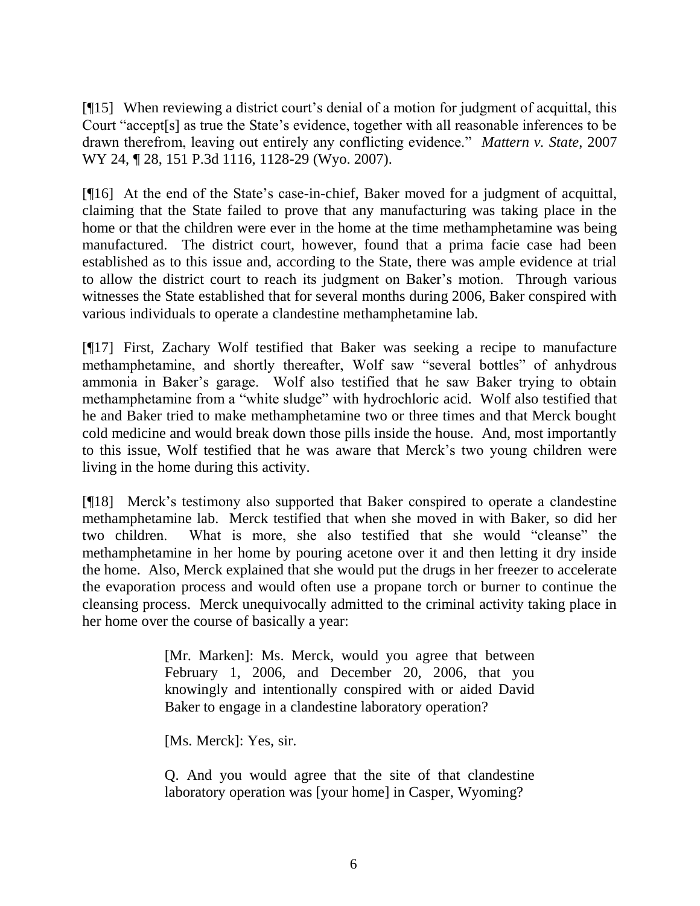[¶15] When reviewing a district court's denial of a motion for judgment of acquittal, this Court "accept[s] as true the State's evidence, together with all reasonable inferences to be drawn therefrom, leaving out entirely any conflicting evidence." *Mattern v. State*, 2007 WY 24, ¶ 28, 151 P.3d 1116, 1128-29 (Wyo. 2007).

[¶16] At the end of the State's case-in-chief, Baker moved for a judgment of acquittal, claiming that the State failed to prove that any manufacturing was taking place in the home or that the children were ever in the home at the time methamphetamine was being manufactured. The district court, however, found that a prima facie case had been established as to this issue and, according to the State, there was ample evidence at trial to allow the district court to reach its judgment on Baker's motion. Through various witnesses the State established that for several months during 2006, Baker conspired with various individuals to operate a clandestine methamphetamine lab.

[¶17] First, Zachary Wolf testified that Baker was seeking a recipe to manufacture methamphetamine, and shortly thereafter, Wolf saw "several bottles" of anhydrous ammonia in Baker's garage. Wolf also testified that he saw Baker trying to obtain methamphetamine from a "white sludge" with hydrochloric acid. Wolf also testified that he and Baker tried to make methamphetamine two or three times and that Merck bought cold medicine and would break down those pills inside the house. And, most importantly to this issue, Wolf testified that he was aware that Merck's two young children were living in the home during this activity.

[¶18] Merck's testimony also supported that Baker conspired to operate a clandestine methamphetamine lab. Merck testified that when she moved in with Baker, so did her two children. What is more, she also testified that she would "cleanse" the methamphetamine in her home by pouring acetone over it and then letting it dry inside the home. Also, Merck explained that she would put the drugs in her freezer to accelerate the evaporation process and would often use a propane torch or burner to continue the cleansing process. Merck unequivocally admitted to the criminal activity taking place in her home over the course of basically a year:

> [Mr. Marken]: Ms. Merck, would you agree that between February 1, 2006, and December 20, 2006, that you knowingly and intentionally conspired with or aided David Baker to engage in a clandestine laboratory operation?
>
> [Ms. Merck]: Yes, sir.
>
> Q. And you would agree that the site of that clandestine laboratory operation was [your home] in Casper, Wyoming?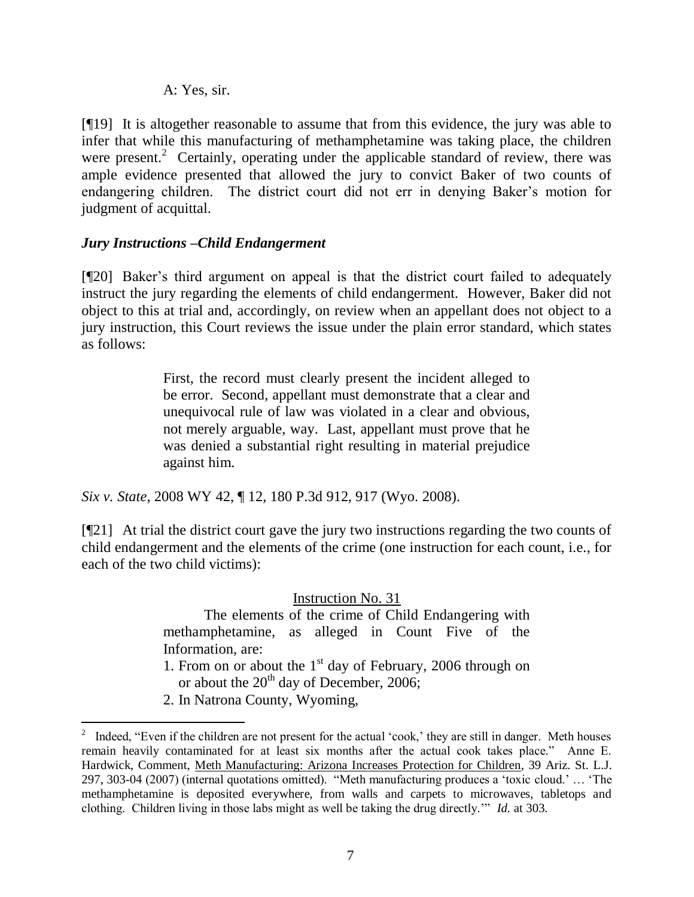A: Yes, sir.

[¶19] It is altogether reasonable to assume that from this evidence, the jury was able to infer that while this manufacturing of methamphetamine was taking place, the children were present.[2] Certainly, operating under the applicable standard of review, there was ample evidence presented that allowed the jury to convict Baker of two counts of endangering children. The district court did not err in denying Baker's motion for judgment of acquittal.

### *Jury Instructions –Child Endangerment*

[¶20] Baker's third argument on appeal is that the district court failed to adequately instruct the jury regarding the elements of child endangerment. However, Baker did not object to this at trial and, accordingly, on review when an appellant does not object to a jury instruction, this Court reviews the issue under the plain error standard, which states as follows:

> First, the record must clearly present the incident alleged to be error. Second, appellant must demonstrate that a clear and unequivocal rule of law was violated in a clear and obvious, not merely arguable, way. Last, appellant must prove that he was denied a substantial right resulting in material prejudice against him.

*Six v. State*, 2008 WY 42, ¶ 12, 180 P.3d 912, 917 (Wyo. 2008).

[¶21] At trial the district court gave the jury two instructions regarding the two counts of child endangerment and the elements of the crime (one instruction for each count, i.e., for each of the two child victims):

> Instruction No. 31
>
> The elements of the crime of Child Endangering with methamphetamine, as alleged in Count Five of the Information, are:
>
> 1. From on or about the 1st day of February, 2006 through on or about the 20th day of December, 2006;
> 2. In Natrona County, Wyoming,

[2] Indeed, "Even if the children are not present for the actual 'cook,' they are still in danger. Meth houses remain heavily contaminated for at least six months after the actual cook takes place." Anne E. Hardwick, Comment, Meth Manufacturing: Arizona Increases Protection for Children, 39 Ariz. St. L.J. 297, 303-04 (2007) (internal quotations omitted). "Meth manufacturing produces a 'toxic cloud.' … 'The methamphetamine is deposited everywhere, from walls and carpets to microwaves, tabletops and clothing. Children living in those labs might as well be taking the drug directly.'" *Id.* at 303.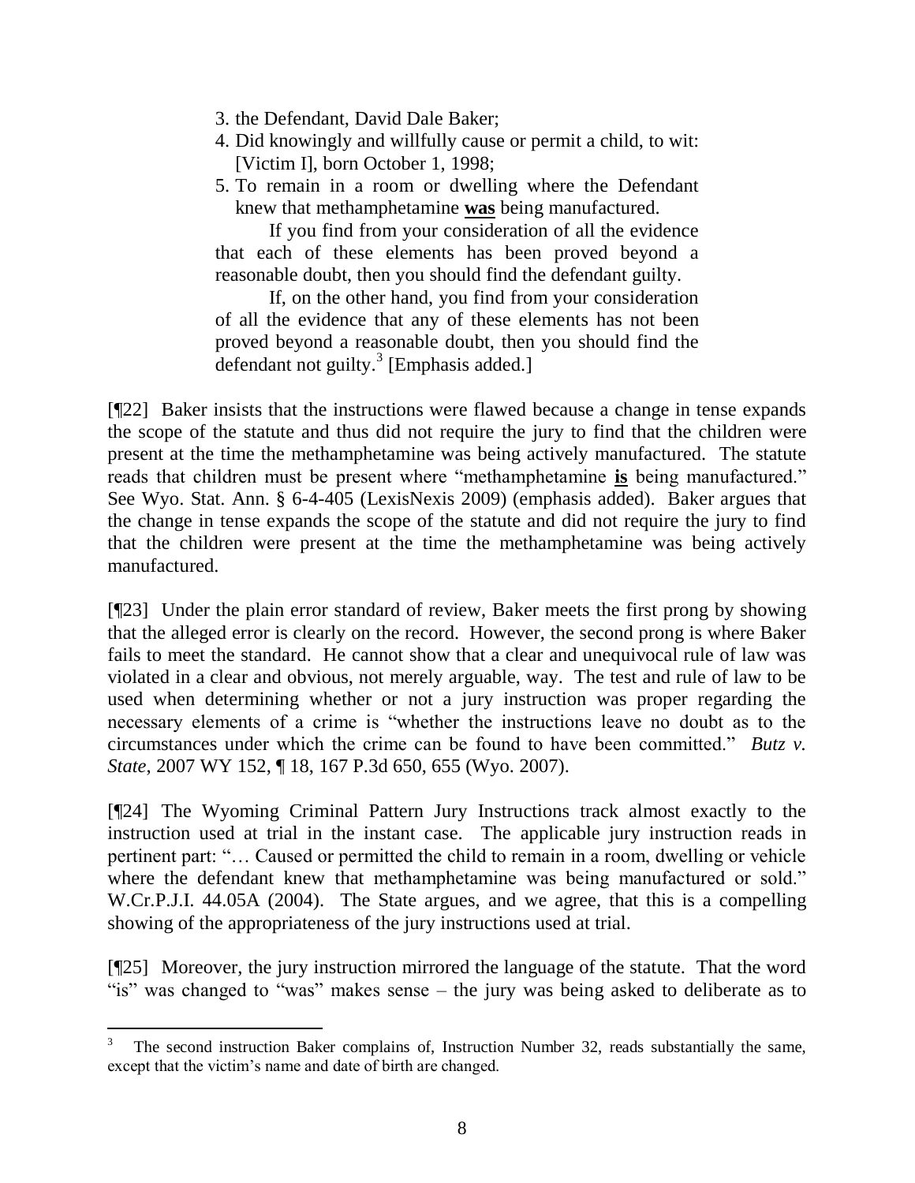3. the Defendant, David Dale Baker;
4. Did knowingly and willfully cause or permit a child, to wit: [Victim I], born October 1, 1998;
5. To remain in a room or dwelling where the Defendant knew that methamphetamine **was** being manufactured.

If you find from your consideration of all the evidence that each of these elements has been proved beyond a reasonable doubt, then you should find the defendant guilty.

If, on the other hand, you find from your consideration of all the evidence that any of these elements has not been proved beyond a reasonable doubt, then you should find the defendant not guilty.[3] [Emphasis added.]

[¶22] Baker insists that the instructions were flawed because a change in tense expands the scope of the statute and thus did not require the jury to find that the children were present at the time the methamphetamine was being actively manufactured. The statute reads that children must be present where "methamphetamine **is** being manufactured." See Wyo. Stat. Ann. § 6-4-405 (LexisNexis 2009) (emphasis added). Baker argues that the change in tense expands the scope of the statute and did not require the jury to find that the children were present at the time the methamphetamine was being actively manufactured.

[¶23] Under the plain error standard of review, Baker meets the first prong by showing that the alleged error is clearly on the record. However, the second prong is where Baker fails to meet the standard. He cannot show that a clear and unequivocal rule of law was violated in a clear and obvious, not merely arguable, way. The test and rule of law to be used when determining whether or not a jury instruction was proper regarding the necessary elements of a crime is "whether the instructions leave no doubt as to the circumstances under which the crime can be found to have been committed." *Butz v. State*, 2007 WY 152, ¶ 18, 167 P.3d 650, 655 (Wyo. 2007).

[¶24] The Wyoming Criminal Pattern Jury Instructions track almost exactly to the instruction used at trial in the instant case. The applicable jury instruction reads in pertinent part: "… Caused or permitted the child to remain in a room, dwelling or vehicle where the defendant knew that methamphetamine was being manufactured or sold." W.Cr.P.J.I. 44.05A (2004). The State argues, and we agree, that this is a compelling showing of the appropriateness of the jury instructions used at trial.

[¶25] Moreover, the jury instruction mirrored the language of the statute. That the word "is" was changed to "was" makes sense – the jury was being asked to deliberate as to

---

[3] The second instruction Baker complains of, Instruction Number 32, reads substantially the same, except that the victim's name and date of birth are changed.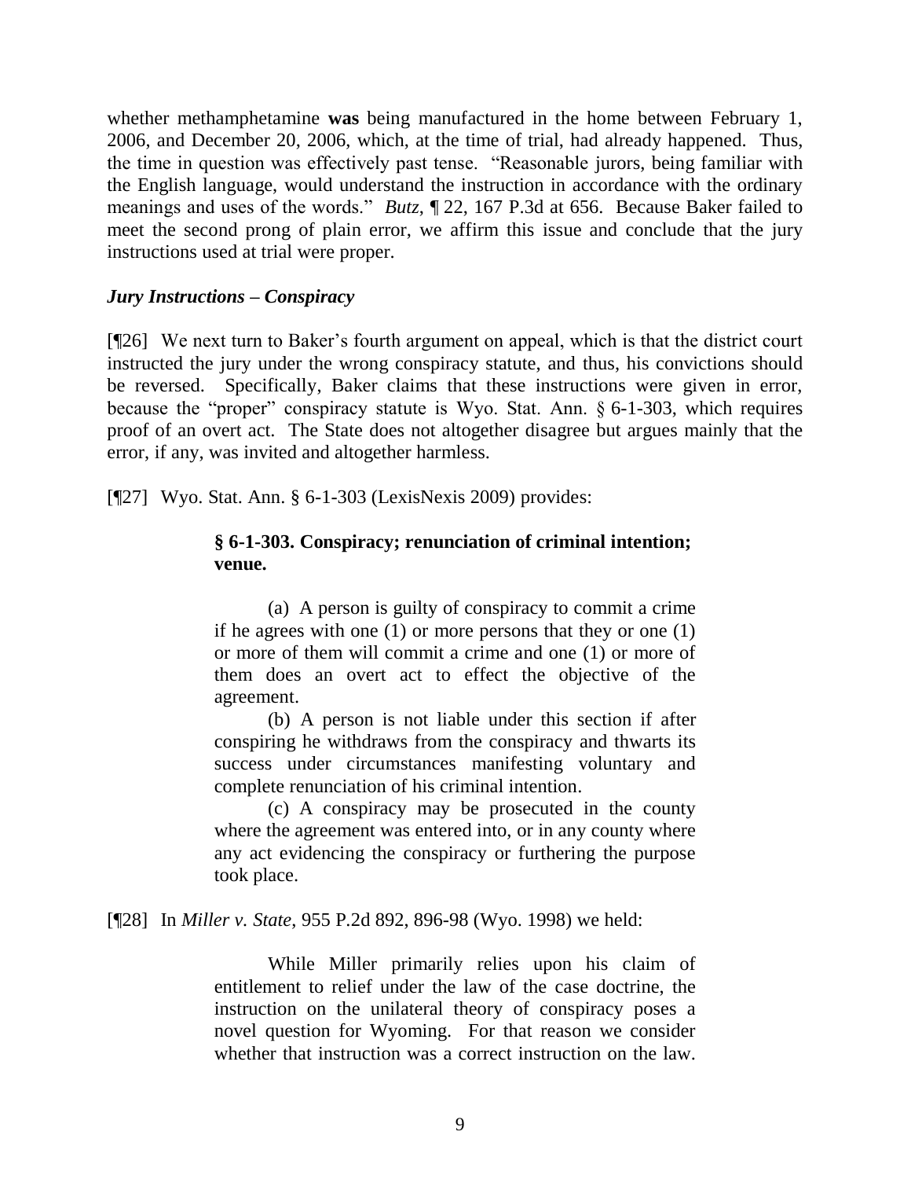whether methamphetamine **was** being manufactured in the home between February 1, 2006, and December 20, 2006, which, at the time of trial, had already happened. Thus, the time in question was effectively past tense. "Reasonable jurors, being familiar with the English language, would understand the instruction in accordance with the ordinary meanings and uses of the words." *Butz*, ¶ 22, 167 P.3d at 656. Because Baker failed to meet the second prong of plain error, we affirm this issue and conclude that the jury instructions used at trial were proper.

### *Jury Instructions – Conspiracy*

[¶26] We next turn to Baker's fourth argument on appeal, which is that the district court instructed the jury under the wrong conspiracy statute, and thus, his convictions should be reversed. Specifically, Baker claims that these instructions were given in error, because the "proper" conspiracy statute is Wyo. Stat. Ann. § 6-1-303, which requires proof of an overt act. The State does not altogether disagree but argues mainly that the error, if any, was invited and altogether harmless.

[¶27] Wyo. Stat. Ann. § 6-1-303 (LexisNexis 2009) provides:

> **§ 6-1-303. Conspiracy; renunciation of criminal intention; venue.**
>
> (a) A person is guilty of conspiracy to commit a crime if he agrees with one (1) or more persons that they or one (1) or more of them will commit a crime and one (1) or more of them does an overt act to effect the objective of the agreement.
>
> (b) A person is not liable under this section if after conspiring he withdraws from the conspiracy and thwarts its success under circumstances manifesting voluntary and complete renunciation of his criminal intention.
>
> (c) A conspiracy may be prosecuted in the county where the agreement was entered into, or in any county where any act evidencing the conspiracy or furthering the purpose took place.

[¶28] In *Miller v. State*, 955 P.2d 892, 896-98 (Wyo. 1998) we held:

> While Miller primarily relies upon his claim of entitlement to relief under the law of the case doctrine, the instruction on the unilateral theory of conspiracy poses a novel question for Wyoming. For that reason we consider whether that instruction was a correct instruction on the law.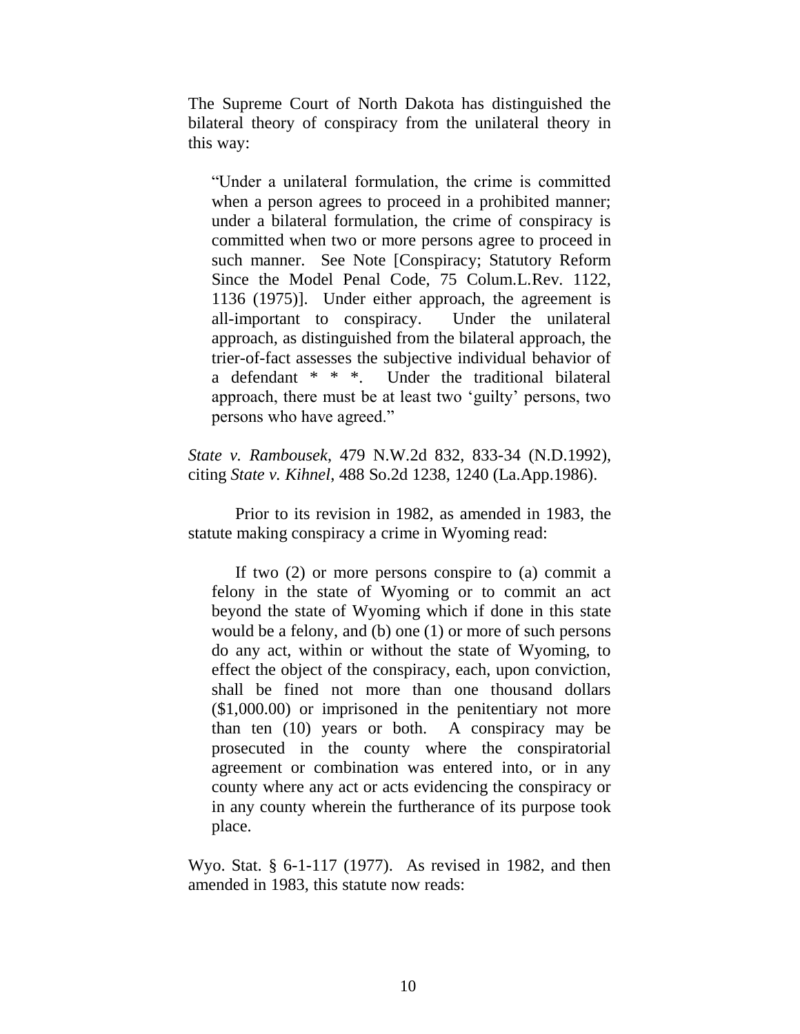The Supreme Court of North Dakota has distinguished the bilateral theory of conspiracy from the unilateral theory in this way:

> "Under a unilateral formulation, the crime is committed when a person agrees to proceed in a prohibited manner; under a bilateral formulation, the crime of conspiracy is committed when two or more persons agree to proceed in such manner. See Note [Conspiracy; Statutory Reform Since the Model Penal Code, 75 Colum.L.Rev. 1122, 1136 (1975)]. Under either approach, the agreement is all-important to conspiracy. Under the unilateral approach, as distinguished from the bilateral approach, the trier-of-fact assesses the subjective individual behavior of a defendant * * *. Under the traditional bilateral approach, there must be at least two 'guilty' persons, two persons who have agreed."

*State v. Rambousek*, 479 N.W.2d 832, 833-34 (N.D.1992), citing *State v. Kihnel*, 488 So.2d 1238, 1240 (La.App.1986).

Prior to its revision in 1982, as amended in 1983, the statute making conspiracy a crime in Wyoming read:

> If two (2) or more persons conspire to (a) commit a felony in the state of Wyoming or to commit an act beyond the state of Wyoming which if done in this state would be a felony, and (b) one (1) or more of such persons do any act, within or without the state of Wyoming, to effect the object of the conspiracy, each, upon conviction, shall be fined not more than one thousand dollars ($1,000.00) or imprisoned in the penitentiary not more than ten (10) years or both. A conspiracy may be prosecuted in the county where the conspiratorial agreement or combination was entered into, or in any county where any act or acts evidencing the conspiracy or in any county wherein the furtherance of its purpose took place.

Wyo. Stat. § 6-1-117 (1977). As revised in 1982, and then amended in 1983, this statute now reads: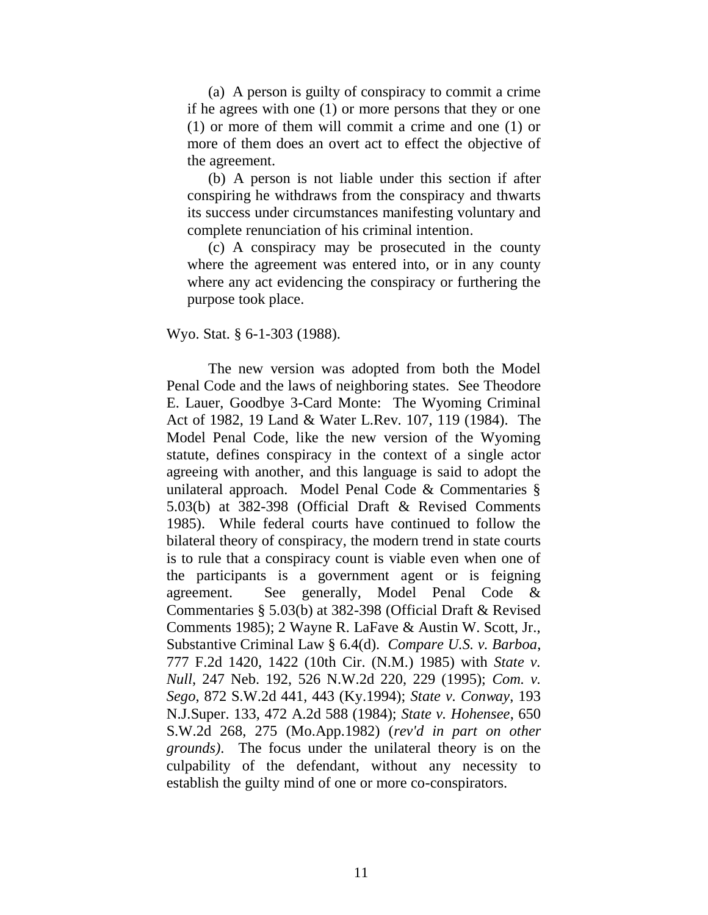> (a) A person is guilty of conspiracy to commit a crime if he agrees with one (1) or more persons that they or one (1) or more of them will commit a crime and one (1) or more of them does an overt act to effect the objective of the agreement.
>
> (b) A person is not liable under this section if after conspiring he withdraws from the conspiracy and thwarts its success under circumstances manifesting voluntary and complete renunciation of his criminal intention.
>
> (c) A conspiracy may be prosecuted in the county where the agreement was entered into, or in any county where any act evidencing the conspiracy or furthering the purpose took place.

Wyo. Stat. § 6-1-303 (1988).

The new version was adopted from both the Model Penal Code and the laws of neighboring states. See Theodore E. Lauer, Goodbye 3-Card Monte: The Wyoming Criminal Act of 1982, 19 Land & Water L.Rev. 107, 119 (1984). The Model Penal Code, like the new version of the Wyoming statute, defines conspiracy in the context of a single actor agreeing with another, and this language is said to adopt the unilateral approach. Model Penal Code & Commentaries § 5.03(b) at 382-398 (Official Draft & Revised Comments 1985). While federal courts have continued to follow the bilateral theory of conspiracy, the modern trend in state courts is to rule that a conspiracy count is viable even when one of the participants is a government agent or is feigning agreement. See generally, Model Penal Code & Commentaries § 5.03(b) at 382-398 (Official Draft & Revised Comments 1985); 2 Wayne R. LaFave & Austin W. Scott, Jr., Substantive Criminal Law § 6.4(d). *Compare U.S. v. Barboa*, 777 F.2d 1420, 1422 (10th Cir. (N.M.) 1985) with *State v. Null*, 247 Neb. 192, 526 N.W.2d 220, 229 (1995); *Com. v. Sego*, 872 S.W.2d 441, 443 (Ky.1994); *State v. Conway*, 193 N.J.Super. 133, 472 A.2d 588 (1984); *State v. Hohensee*, 650 S.W.2d 268, 275 (Mo.App.1982) (*rev'd in part on other grounds)*. The focus under the unilateral theory is on the culpability of the defendant, without any necessity to establish the guilty mind of one or more co-conspirators.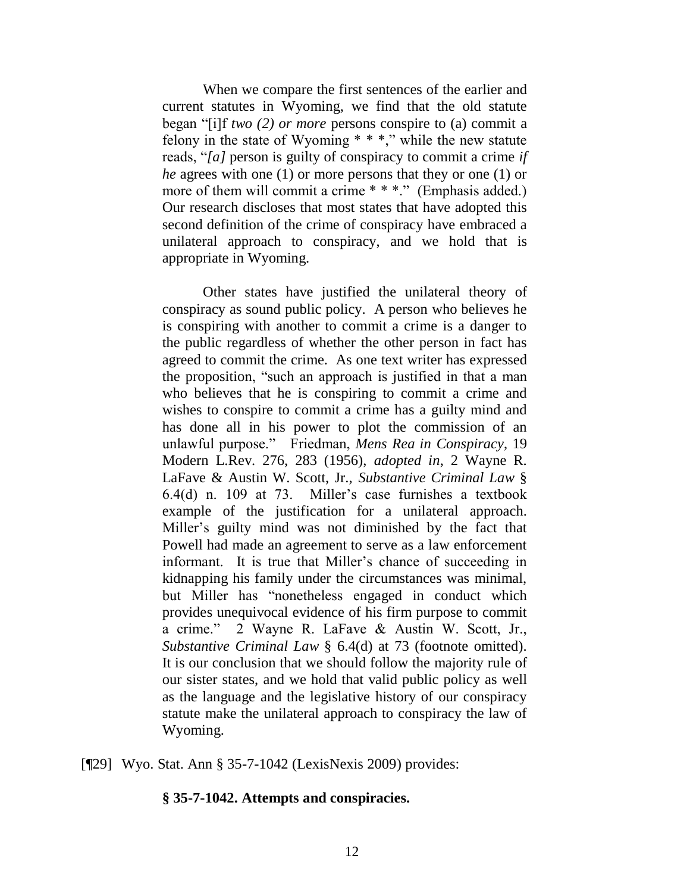> When we compare the first sentences of the earlier and current statutes in Wyoming, we find that the old statute began "[i]f *two (2) or more* persons conspire to (a) commit a felony in the state of Wyoming * * *," while the new statute reads, "*[a]* person is guilty of conspiracy to commit a crime *if he* agrees with one (1) or more persons that they or one (1) or more of them will commit a crime * * *." (Emphasis added.) Our research discloses that most states that have adopted this second definition of the crime of conspiracy have embraced a unilateral approach to conspiracy, and we hold that is appropriate in Wyoming.
>
> Other states have justified the unilateral theory of conspiracy as sound public policy. A person who believes he is conspiring with another to commit a crime is a danger to the public regardless of whether the other person in fact has agreed to commit the crime. As one text writer has expressed the proposition, "such an approach is justified in that a man who believes that he is conspiring to commit a crime and wishes to conspire to commit a crime has a guilty mind and has done all in his power to plot the commission of an unlawful purpose." Friedman, *Mens Rea in Conspiracy*, 19 Modern L.Rev. 276, 283 (1956), *adopted in*, 2 Wayne R. LaFave & Austin W. Scott, Jr., *Substantive Criminal Law* § 6.4(d) n. 109 at 73. Miller's case furnishes a textbook example of the justification for a unilateral approach. Miller's guilty mind was not diminished by the fact that Powell had made an agreement to serve as a law enforcement informant. It is true that Miller's chance of succeeding in kidnapping his family under the circumstances was minimal, but Miller has "nonetheless engaged in conduct which provides unequivocal evidence of his firm purpose to commit a crime." 2 Wayne R. LaFave & Austin W. Scott, Jr., *Substantive Criminal Law* § 6.4(d) at 73 (footnote omitted). It is our conclusion that we should follow the majority rule of our sister states, and we hold that valid public policy as well as the language and the legislative history of our conspiracy statute make the unilateral approach to conspiracy the law of Wyoming.

[¶29] Wyo. Stat. Ann § 35-7-1042 (LexisNexis 2009) provides:

**§ 35-7-1042. Attempts and conspiracies.**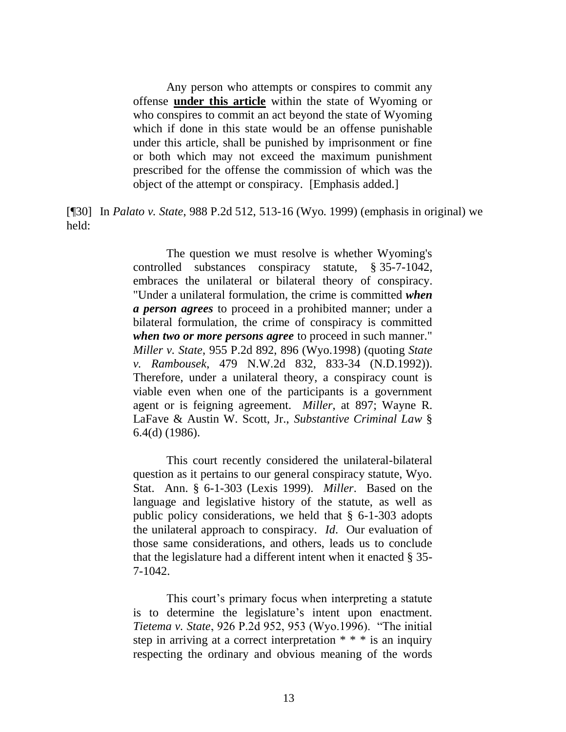> Any person who attempts or conspires to commit any offense **<u>under this article</u>** within the state of Wyoming or who conspires to commit an act beyond the state of Wyoming which if done in this state would be an offense punishable under this article, shall be punished by imprisonment or fine or both which may not exceed the maximum punishment prescribed for the offense the commission of which was the object of the attempt or conspiracy. [Emphasis added.]

[¶30] In *Palato v. State*, 988 P.2d 512, 513-16 (Wyo. 1999) (emphasis in original) we held:

> The question we must resolve is whether Wyoming's controlled substances conspiracy statute, § 35-7-1042, embraces the unilateral or bilateral theory of conspiracy. "Under a unilateral formulation, the crime is committed ***when a person agrees*** to proceed in a prohibited manner; under a bilateral formulation, the crime of conspiracy is committed ***when two or more persons agree*** to proceed in such manner." *Miller v. State*, 955 P.2d 892, 896 (Wyo.1998) (quoting *State v. Rambousek*, 479 N.W.2d 832, 833-34 (N.D.1992)). Therefore, under a unilateral theory, a conspiracy count is viable even when one of the participants is a government agent or is feigning agreement. *Miller*, at 897; Wayne R. LaFave & Austin W. Scott, Jr., *Substantive Criminal Law* § 6.4(d) (1986).
>
> This court recently considered the unilateral-bilateral question as it pertains to our general conspiracy statute, Wyo. Stat. Ann. § 6-1-303 (Lexis 1999). *Miller*. Based on the language and legislative history of the statute, as well as public policy considerations, we held that § 6-1-303 adopts the unilateral approach to conspiracy. *Id*. Our evaluation of those same considerations, and others, leads us to conclude that the legislature had a different intent when it enacted § 35-7-1042.
>
> This court's primary focus when interpreting a statute is to determine the legislature's intent upon enactment. *Tietema v. State*, 926 P.2d 952, 953 (Wyo.1996). "The initial step in arriving at a correct interpretation * * * is an inquiry respecting the ordinary and obvious meaning of the words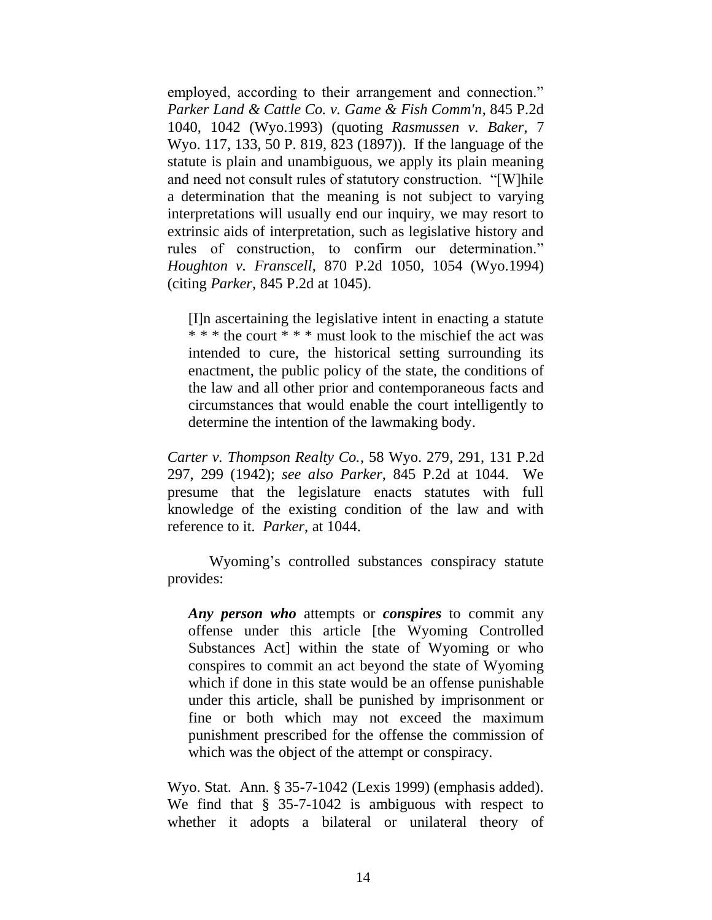employed, according to their arrangement and connection." *Parker Land & Cattle Co. v. Game & Fish Comm'n*, 845 P.2d 1040, 1042 (Wyo.1993) (quoting *Rasmussen v. Baker*, 7 Wyo. 117, 133, 50 P. 819, 823 (1897)). If the language of the statute is plain and unambiguous, we apply its plain meaning and need not consult rules of statutory construction. "[W]hile a determination that the meaning is not subject to varying interpretations will usually end our inquiry, we may resort to extrinsic aids of interpretation, such as legislative history and rules of construction, to confirm our determination." *Houghton v. Franscell*, 870 P.2d 1050, 1054 (Wyo.1994) (citing *Parker*, 845 P.2d at 1045).

> [I]n ascertaining the legislative intent in enacting a statute * * * the court * * * must look to the mischief the act was intended to cure, the historical setting surrounding its enactment, the public policy of the state, the conditions of the law and all other prior and contemporaneous facts and circumstances that would enable the court intelligently to determine the intention of the lawmaking body.

*Carter v. Thompson Realty Co.*, 58 Wyo. 279, 291, 131 P.2d 297, 299 (1942); *see also Parker*, 845 P.2d at 1044. We presume that the legislature enacts statutes with full knowledge of the existing condition of the law and with reference to it. *Parker*, at 1044.

Wyoming's controlled substances conspiracy statute provides:

> ***Any person who*** attempts or ***conspires*** to commit any offense under this article [the Wyoming Controlled Substances Act] within the state of Wyoming or who conspires to commit an act beyond the state of Wyoming which if done in this state would be an offense punishable under this article, shall be punished by imprisonment or fine or both which may not exceed the maximum punishment prescribed for the offense the commission of which was the object of the attempt or conspiracy.

Wyo. Stat. Ann. § 35-7-1042 (Lexis 1999) (emphasis added). We find that § 35-7-1042 is ambiguous with respect to whether it adopts a bilateral or unilateral theory of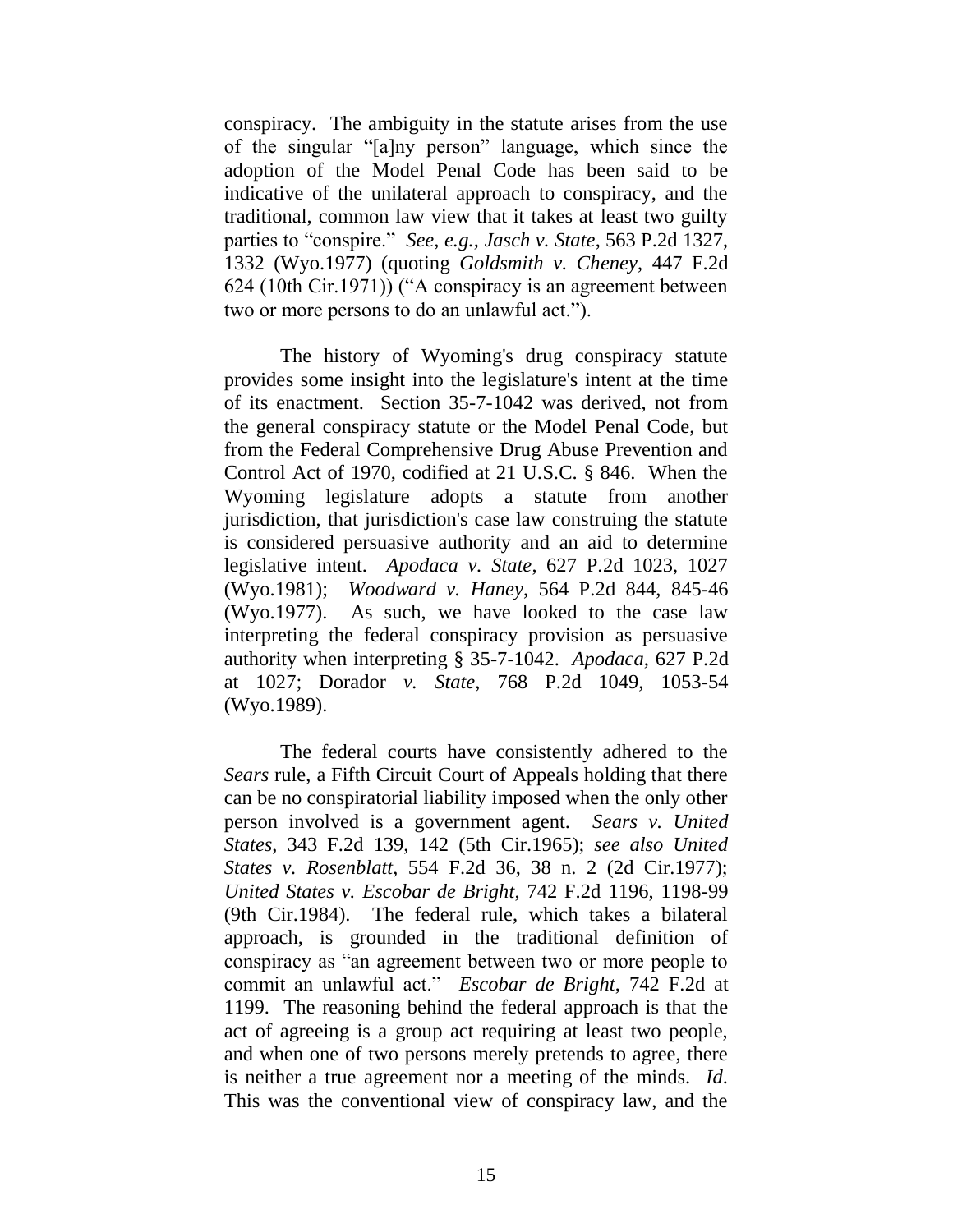conspiracy. The ambiguity in the statute arises from the use of the singular "[a]ny person" language, which since the adoption of the Model Penal Code has been said to be indicative of the unilateral approach to conspiracy, and the traditional, common law view that it takes at least two guilty parties to "conspire." *See, e.g., Jasch v. State*, 563 P.2d 1327, 1332 (Wyo.1977) (quoting *Goldsmith v. Cheney*, 447 F.2d 624 (10th Cir.1971)) ("A conspiracy is an agreement between two or more persons to do an unlawful act.").

The history of Wyoming's drug conspiracy statute provides some insight into the legislature's intent at the time of its enactment. Section 35-7-1042 was derived, not from the general conspiracy statute or the Model Penal Code, but from the Federal Comprehensive Drug Abuse Prevention and Control Act of 1970, codified at 21 U.S.C. § 846. When the Wyoming legislature adopts a statute from another jurisdiction, that jurisdiction's case law construing the statute is considered persuasive authority and an aid to determine legislative intent. *Apodaca v. State*, 627 P.2d 1023, 1027 (Wyo.1981); *Woodward v. Haney*, 564 P.2d 844, 845-46 (Wyo.1977). As such, we have looked to the case law interpreting the federal conspiracy provision as persuasive authority when interpreting § 35-7-1042. *Apodaca*, 627 P.2d at 1027; Dorador *v. State*, 768 P.2d 1049, 1053-54 (Wyo.1989).

The federal courts have consistently adhered to the *Sears* rule, a Fifth Circuit Court of Appeals holding that there can be no conspiratorial liability imposed when the only other person involved is a government agent. *Sears v. United States*, 343 F.2d 139, 142 (5th Cir.1965); *see also United States v. Rosenblatt*, 554 F.2d 36, 38 n. 2 (2d Cir.1977); *United States v. Escobar de Bright*, 742 F.2d 1196, 1198-99 (9th Cir.1984). The federal rule, which takes a bilateral approach, is grounded in the traditional definition of conspiracy as "an agreement between two or more people to commit an unlawful act." *Escobar de Bright*, 742 F.2d at 1199. The reasoning behind the federal approach is that the act of agreeing is a group act requiring at least two people, and when one of two persons merely pretends to agree, there is neither a true agreement nor a meeting of the minds. *Id.* This was the conventional view of conspiracy law, and the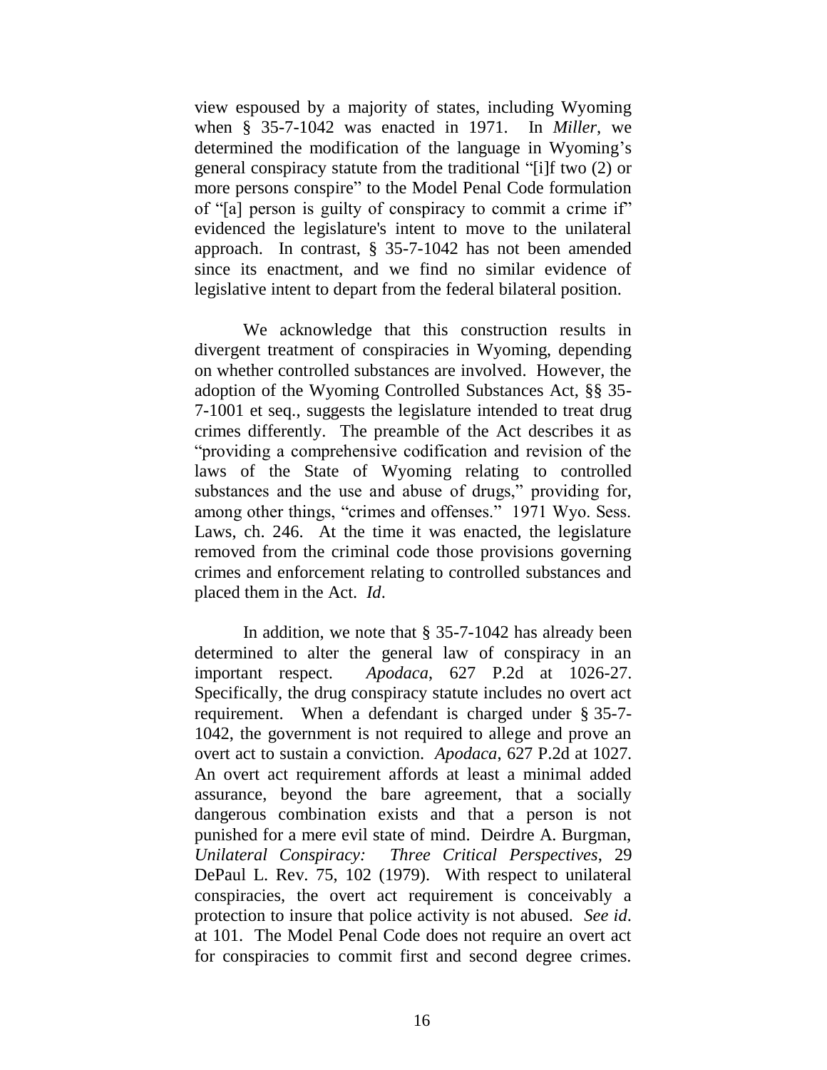view espoused by a majority of states, including Wyoming when § 35-7-1042 was enacted in 1971. In *Miller*, we determined the modification of the language in Wyoming's general conspiracy statute from the traditional "[i]f two (2) or more persons conspire" to the Model Penal Code formulation of "[a] person is guilty of conspiracy to commit a crime if" evidenced the legislature's intent to move to the unilateral approach. In contrast, § 35-7-1042 has not been amended since its enactment, and we find no similar evidence of legislative intent to depart from the federal bilateral position.

We acknowledge that this construction results in divergent treatment of conspiracies in Wyoming, depending on whether controlled substances are involved. However, the adoption of the Wyoming Controlled Substances Act, §§ 35-7-1001 et seq., suggests the legislature intended to treat drug crimes differently. The preamble of the Act describes it as "providing a comprehensive codification and revision of the laws of the State of Wyoming relating to controlled substances and the use and abuse of drugs," providing for, among other things, "crimes and offenses." 1971 Wyo. Sess. Laws, ch. 246. At the time it was enacted, the legislature removed from the criminal code those provisions governing crimes and enforcement relating to controlled substances and placed them in the Act. *Id*.

In addition, we note that § 35-7-1042 has already been determined to alter the general law of conspiracy in an important respect. *Apodaca*, 627 P.2d at 1026-27. Specifically, the drug conspiracy statute includes no overt act requirement. When a defendant is charged under § 35-7-1042, the government is not required to allege and prove an overt act to sustain a conviction. *Apodaca*, 627 P.2d at 1027. An overt act requirement affords at least a minimal added assurance, beyond the bare agreement, that a socially dangerous combination exists and that a person is not punished for a mere evil state of mind. Deirdre A. Burgman, *Unilateral Conspiracy: Three Critical Perspectives*, 29 DePaul L. Rev. 75, 102 (1979). With respect to unilateral conspiracies, the overt act requirement is conceivably a protection to insure that police activity is not abused. *See id*. at 101. The Model Penal Code does not require an overt act for conspiracies to commit first and second degree crimes.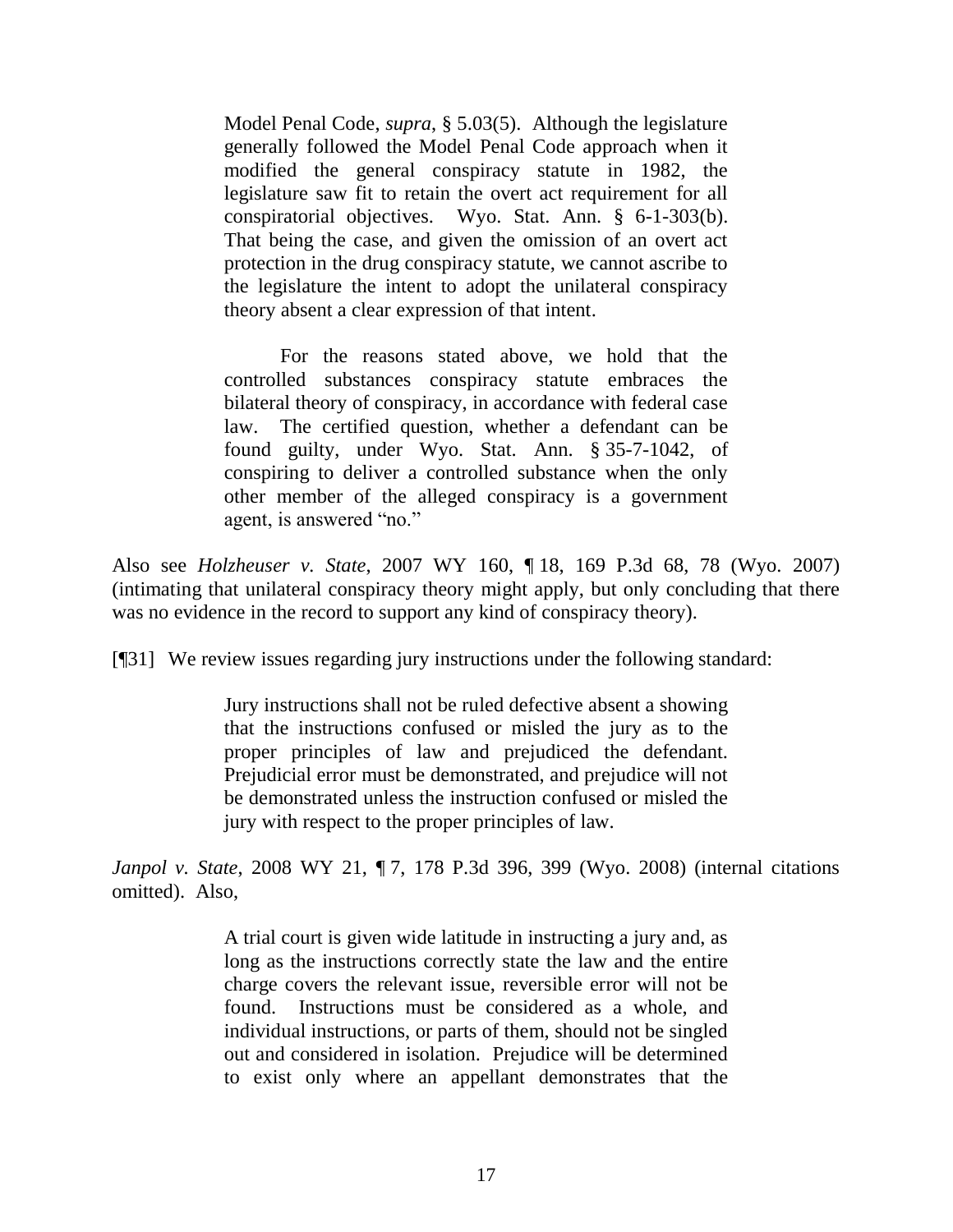> Model Penal Code, *supra*, § 5.03(5). Although the legislature generally followed the Model Penal Code approach when it modified the general conspiracy statute in 1982, the legislature saw fit to retain the overt act requirement for all conspiratorial objectives. Wyo. Stat. Ann. § 6-1-303(b). That being the case, and given the omission of an overt act protection in the drug conspiracy statute, we cannot ascribe to the legislature the intent to adopt the unilateral conspiracy theory absent a clear expression of that intent.
>
> For the reasons stated above, we hold that the controlled substances conspiracy statute embraces the bilateral theory of conspiracy, in accordance with federal case law. The certified question, whether a defendant can be found guilty, under Wyo. Stat. Ann. § 35-7-1042, of conspiring to deliver a controlled substance when the only other member of the alleged conspiracy is a government agent, is answered "no."

Also see *Holzheuser v. State*, 2007 WY 160, ¶ 18, 169 P.3d 68, 78 (Wyo. 2007) (intimating that unilateral conspiracy theory might apply, but only concluding that there was no evidence in the record to support any kind of conspiracy theory).

[¶31] We review issues regarding jury instructions under the following standard:

> Jury instructions shall not be ruled defective absent a showing that the instructions confused or misled the jury as to the proper principles of law and prejudiced the defendant. Prejudicial error must be demonstrated, and prejudice will not be demonstrated unless the instruction confused or misled the jury with respect to the proper principles of law.

*Janpol v. State*, 2008 WY 21, ¶ 7, 178 P.3d 396, 399 (Wyo. 2008) (internal citations omitted). Also,

> A trial court is given wide latitude in instructing a jury and, as long as the instructions correctly state the law and the entire charge covers the relevant issue, reversible error will not be found. Instructions must be considered as a whole, and individual instructions, or parts of them, should not be singled out and considered in isolation. Prejudice will be determined to exist only where an appellant demonstrates that the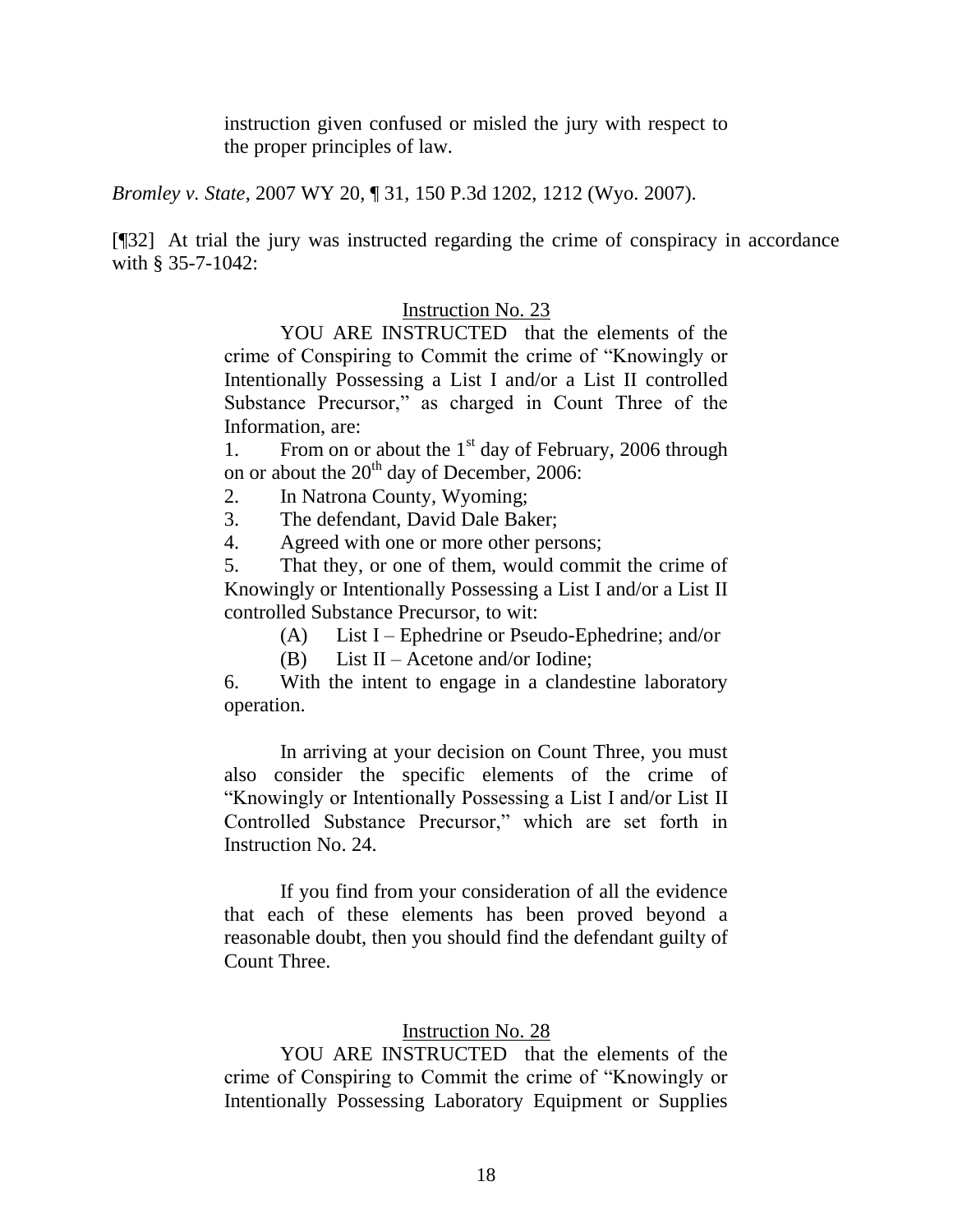> instruction given confused or misled the jury with respect to the proper principles of law.

*Bromley v. State*, 2007 WY 20, ¶ 31, 150 P.3d 1202, 1212 (Wyo. 2007).

[¶32] At trial the jury was instructed regarding the crime of conspiracy in accordance with § 35-7-1042:

> Instruction No. 23
>
> YOU ARE INSTRUCTED that the elements of the crime of Conspiring to Commit the crime of "Knowingly or Intentionally Possessing a List I and/or a List II controlled Substance Precursor," as charged in Count Three of the Information, are:
>
> 1. From on or about the 1st day of February, 2006 through on or about the 20th day of December, 2006:
> 2. In Natrona County, Wyoming;
> 3. The defendant, David Dale Baker;
> 4. Agreed with one or more other persons;
> 5. That they, or one of them, would commit the crime of Knowingly or Intentionally Possessing a List I and/or a List II controlled Substance Precursor, to wit:
>
>    (A) List I – Ephedrine or Pseudo-Ephedrine; and/or
>
>    (B) List II – Acetone and/or Iodine;
>
> 6. With the intent to engage in a clandestine laboratory operation.
>
> In arriving at your decision on Count Three, you must also consider the specific elements of the crime of "Knowingly or Intentionally Possessing a List I and/or List II Controlled Substance Precursor," which are set forth in Instruction No. 24.
>
> If you find from your consideration of all the evidence that each of these elements has been proved beyond a reasonable doubt, then you should find the defendant guilty of Count Three.
>
> Instruction No. 28
>
> YOU ARE INSTRUCTED that the elements of the crime of Conspiring to Commit the crime of "Knowingly or Intentionally Possessing Laboratory Equipment or Supplies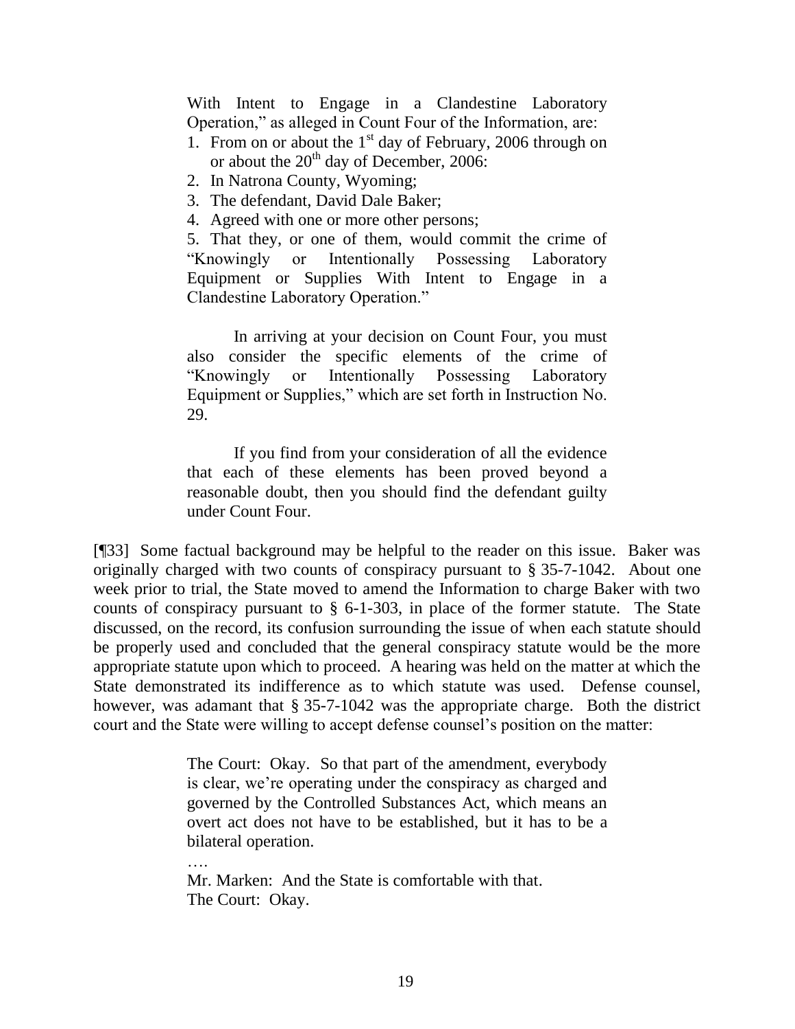> With Intent to Engage in a Clandestine Laboratory Operation," as alleged in Count Four of the Information, are:
>
> 1. From on or about the 1st day of February, 2006 through on or about the 20th day of December, 2006:
> 2. In Natrona County, Wyoming;
> 3. The defendant, David Dale Baker;
> 4. Agreed with one or more other persons;
> 5. That they, or one of them, would commit the crime of "Knowingly or Intentionally Possessing Laboratory Equipment or Supplies With Intent to Engage in a Clandestine Laboratory Operation."
>
> In arriving at your decision on Count Four, you must also consider the specific elements of the crime of "Knowingly or Intentionally Possessing Laboratory Equipment or Supplies," which are set forth in Instruction No. 29.
>
> If you find from your consideration of all the evidence that each of these elements has been proved beyond a reasonable doubt, then you should find the defendant guilty under Count Four.

[¶33] Some factual background may be helpful to the reader on this issue. Baker was originally charged with two counts of conspiracy pursuant to § 35-7-1042. About one week prior to trial, the State moved to amend the Information to charge Baker with two counts of conspiracy pursuant to § 6-1-303, in place of the former statute. The State discussed, on the record, its confusion surrounding the issue of when each statute should be properly used and concluded that the general conspiracy statute would be the more appropriate statute upon which to proceed. A hearing was held on the matter at which the State demonstrated its indifference as to which statute was used. Defense counsel, however, was adamant that § 35-7-1042 was the appropriate charge. Both the district court and the State were willing to accept defense counsel's position on the matter:

> The Court: Okay. So that part of the amendment, everybody is clear, we're operating under the conspiracy as charged and governed by the Controlled Substances Act, which means an overt act does not have to be established, but it has to be a bilateral operation.
>
> ….
>
> Mr. Marken: And the State is comfortable with that.
>
> The Court: Okay.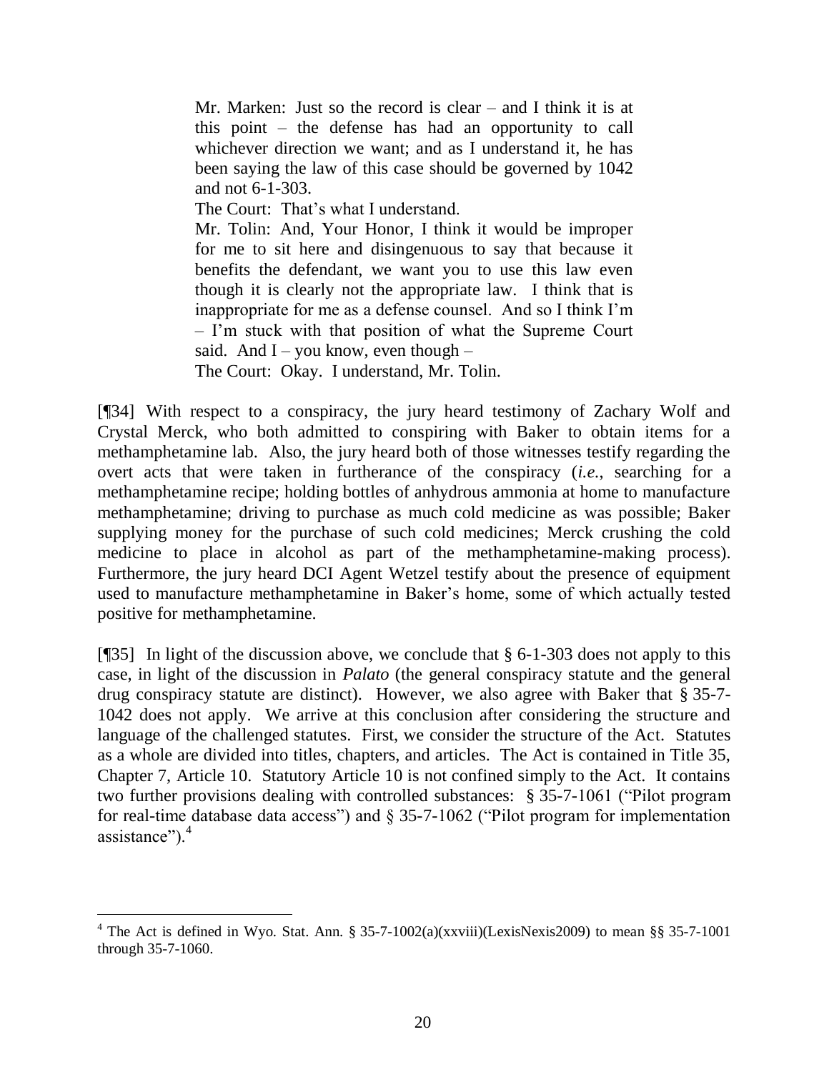> Mr. Marken: Just so the record is clear – and I think it is at this point – the defense has had an opportunity to call whichever direction we want; and as I understand it, he has been saying the law of this case should be governed by 1042 and not 6-1-303.
>
> The Court: That's what I understand.
>
> Mr. Tolin: And, Your Honor, I think it would be improper for me to sit here and disingenuous to say that because it benefits the defendant, we want you to use this law even though it is clearly not the appropriate law. I think that is inappropriate for me as a defense counsel. And so I think I'm – I'm stuck with that position of what the Supreme Court said. And I – you know, even though –
>
> The Court: Okay. I understand, Mr. Tolin.

[¶34] With respect to a conspiracy, the jury heard testimony of Zachary Wolf and Crystal Merck, who both admitted to conspiring with Baker to obtain items for a methamphetamine lab. Also, the jury heard both of those witnesses testify regarding the overt acts that were taken in furtherance of the conspiracy (*i.e.*, searching for a methamphetamine recipe; holding bottles of anhydrous ammonia at home to manufacture methamphetamine; driving to purchase as much cold medicine as was possible; Baker supplying money for the purchase of such cold medicines; Merck crushing the cold medicine to place in alcohol as part of the methamphetamine-making process). Furthermore, the jury heard DCI Agent Wetzel testify about the presence of equipment used to manufacture methamphetamine in Baker's home, some of which actually tested positive for methamphetamine.

[¶35] In light of the discussion above, we conclude that § 6-1-303 does not apply to this case, in light of the discussion in *Palato* (the general conspiracy statute and the general drug conspiracy statute are distinct). However, we also agree with Baker that § 35-7-1042 does not apply. We arrive at this conclusion after considering the structure and language of the challenged statutes. First, we consider the structure of the Act. Statutes as a whole are divided into titles, chapters, and articles. The Act is contained in Title 35, Chapter 7, Article 10. Statutory Article 10 is not confined simply to the Act. It contains two further provisions dealing with controlled substances: § 35-7-1061 ("Pilot program for real-time database data access") and § 35-7-1062 ("Pilot program for implementation assistance").[4]

---

[4] The Act is defined in Wyo. Stat. Ann. § 35-7-1002(a)(xxviii)(LexisNexis2009) to mean §§ 35-7-1001 through 35-7-1060.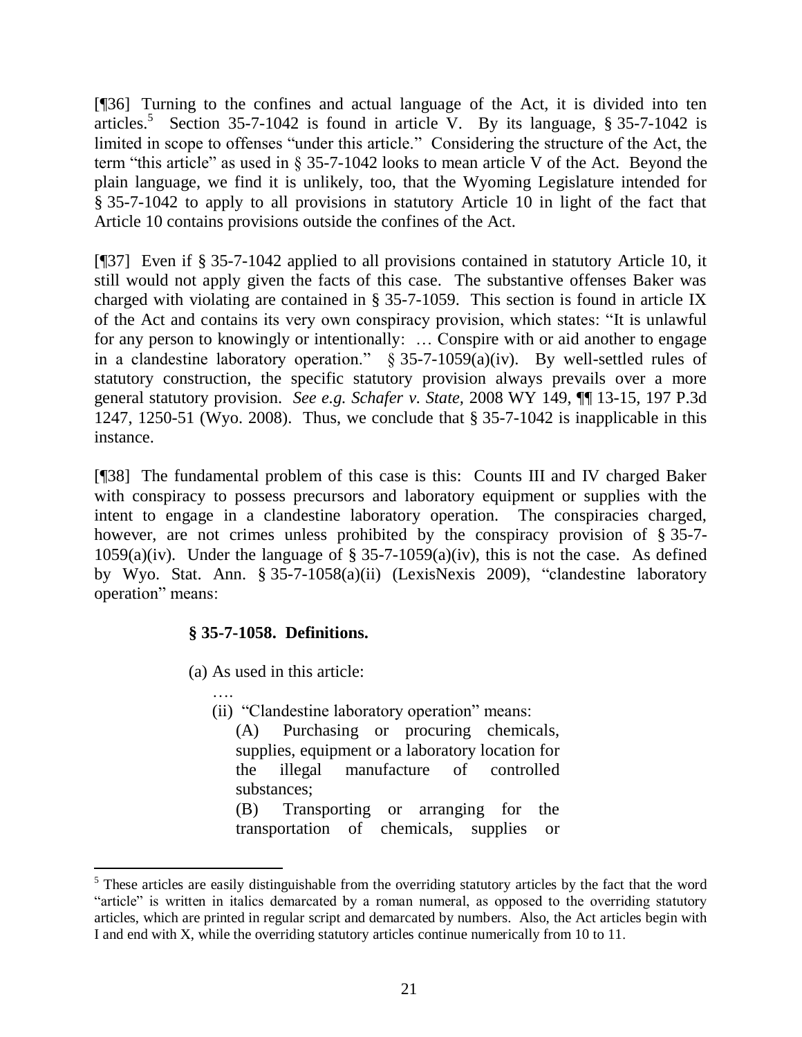[¶36] Turning to the confines and actual language of the Act, it is divided into ten articles.[5] Section 35-7-1042 is found in article V. By its language, § 35-7-1042 is limited in scope to offenses "under this article." Considering the structure of the Act, the term "this article" as used in § 35-7-1042 looks to mean article V of the Act. Beyond the plain language, we find it is unlikely, too, that the Wyoming Legislature intended for § 35-7-1042 to apply to all provisions in statutory Article 10 in light of the fact that Article 10 contains provisions outside the confines of the Act.

[¶37] Even if § 35-7-1042 applied to all provisions contained in statutory Article 10, it still would not apply given the facts of this case. The substantive offenses Baker was charged with violating are contained in § 35-7-1059. This section is found in article IX of the Act and contains its very own conspiracy provision, which states: "It is unlawful for any person to knowingly or intentionally: … Conspire with or aid another to engage in a clandestine laboratory operation." § 35-7-1059(a)(iv). By well-settled rules of statutory construction, the specific statutory provision always prevails over a more general statutory provision. *See e.g. Schafer v. State*, 2008 WY 149, ¶¶ 13-15, 197 P.3d 1247, 1250-51 (Wyo. 2008). Thus, we conclude that § 35-7-1042 is inapplicable in this instance.

[¶38] The fundamental problem of this case is this: Counts III and IV charged Baker with conspiracy to possess precursors and laboratory equipment or supplies with the intent to engage in a clandestine laboratory operation. The conspiracies charged, however, are not crimes unless prohibited by the conspiracy provision of § 35-7-1059(a)(iv). Under the language of § 35-7-1059(a)(iv), this is not the case. As defined by Wyo. Stat. Ann. § 35-7-1058(a)(ii) (LexisNexis 2009), "clandestine laboratory operation" means:

> **§ 35-7-1058. Definitions.**
>
> (a) As used in this article:
>
> ….
>
> (ii) "Clandestine laboratory operation" means:
>
> (A) Purchasing or procuring chemicals, supplies, equipment or a laboratory location for the illegal manufacture of controlled substances;
>
> (B) Transporting or arranging for the transportation of chemicals, supplies or

---

[5] These articles are easily distinguishable from the overriding statutory articles by the fact that the word "article" is written in italics demarcated by a roman numeral, as opposed to the overriding statutory articles, which are printed in regular script and demarcated by numbers. Also, the Act articles begin with I and end with X, while the overriding statutory articles continue numerically from 10 to 11.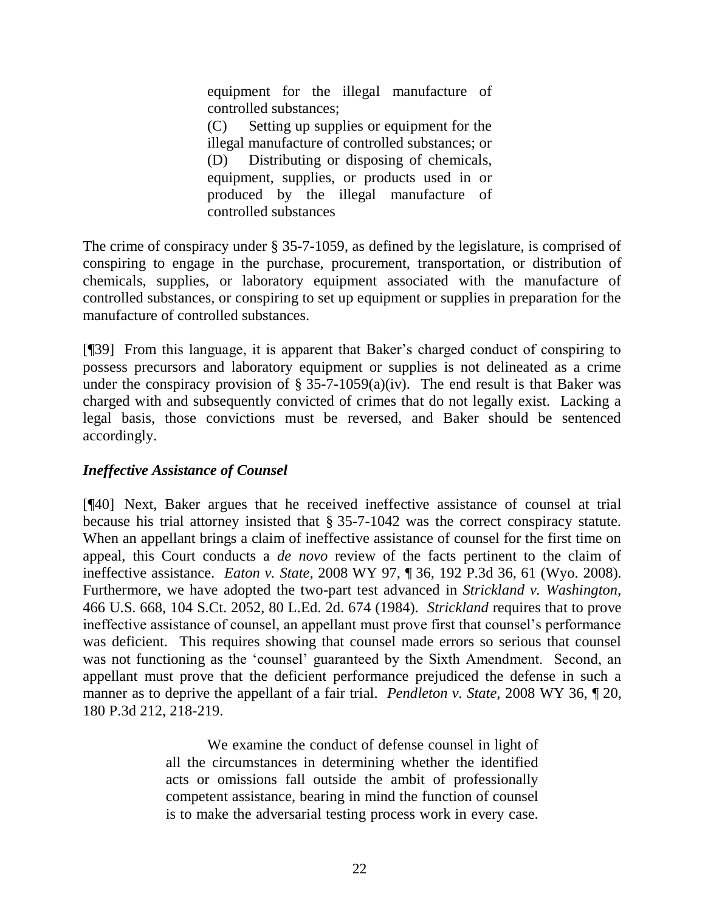> equipment for the illegal manufacture of controlled substances;
>
> (C) Setting up supplies or equipment for the illegal manufacture of controlled substances; or
>
> (D) Distributing or disposing of chemicals, equipment, supplies, or products used in or produced by the illegal manufacture of controlled substances

The crime of conspiracy under § 35-7-1059, as defined by the legislature, is comprised of conspiring to engage in the purchase, procurement, transportation, or distribution of chemicals, supplies, or laboratory equipment associated with the manufacture of controlled substances, or conspiring to set up equipment or supplies in preparation for the manufacture of controlled substances.

[¶39] From this language, it is apparent that Baker's charged conduct of conspiring to possess precursors and laboratory equipment or supplies is not delineated as a crime under the conspiracy provision of § 35-7-1059(a)(iv). The end result is that Baker was charged with and subsequently convicted of crimes that do not legally exist. Lacking a legal basis, those convictions must be reversed, and Baker should be sentenced accordingly.

### *Ineffective Assistance of Counsel*

[¶40] Next, Baker argues that he received ineffective assistance of counsel at trial because his trial attorney insisted that § 35-7-1042 was the correct conspiracy statute. When an appellant brings a claim of ineffective assistance of counsel for the first time on appeal, this Court conducts a *de novo* review of the facts pertinent to the claim of ineffective assistance. *Eaton v. State,* 2008 WY 97, ¶ 36, 192 P.3d 36, 61 (Wyo. 2008). Furthermore, we have adopted the two-part test advanced in *Strickland v. Washington,* 466 U.S. 668, 104 S.Ct. 2052, 80 L.Ed. 2d. 674 (1984). *Strickland* requires that to prove ineffective assistance of counsel, an appellant must prove first that counsel's performance was deficient. This requires showing that counsel made errors so serious that counsel was not functioning as the 'counsel' guaranteed by the Sixth Amendment. Second, an appellant must prove that the deficient performance prejudiced the defense in such a manner as to deprive the appellant of a fair trial. *Pendleton v. State,* 2008 WY 36, ¶ 20, 180 P.3d 212, 218-219.

> We examine the conduct of defense counsel in light of all the circumstances in determining whether the identified acts or omissions fall outside the ambit of professionally competent assistance, bearing in mind the function of counsel is to make the adversarial testing process work in every case.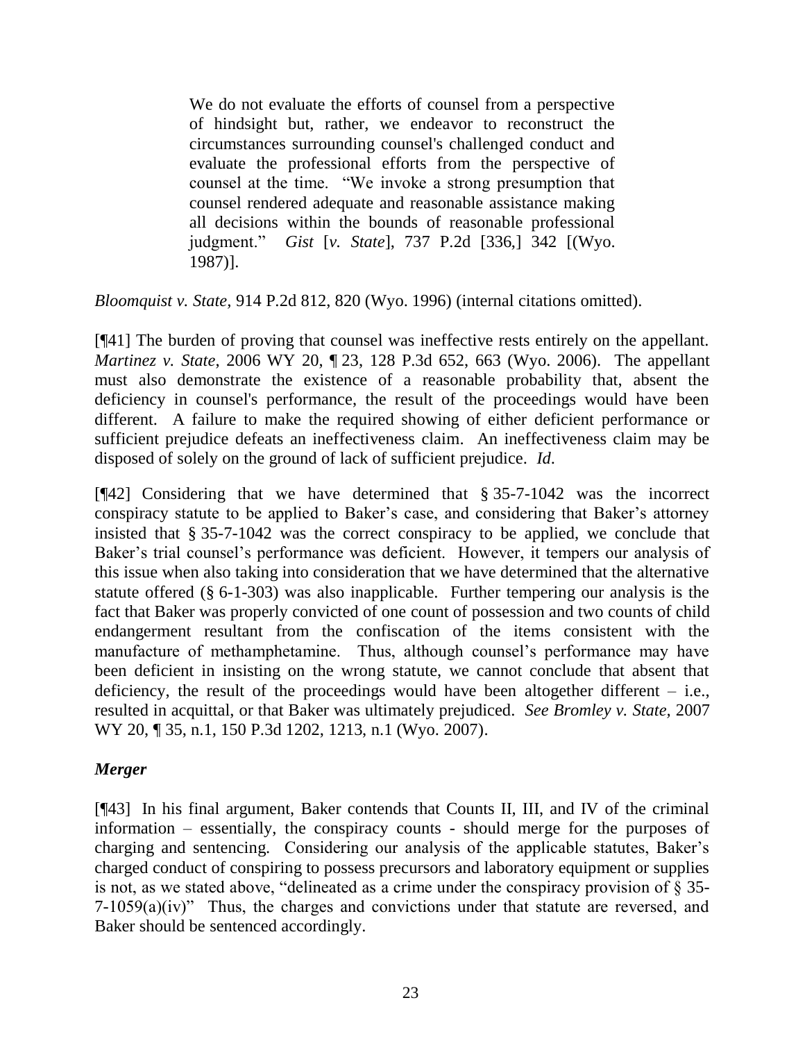> We do not evaluate the efforts of counsel from a perspective of hindsight but, rather, we endeavor to reconstruct the circumstances surrounding counsel's challenged conduct and evaluate the professional efforts from the perspective of counsel at the time. "We invoke a strong presumption that counsel rendered adequate and reasonable assistance making all decisions within the bounds of reasonable professional judgment." *Gist* [*v. State*], 737 P.2d [336,] 342 [(Wyo. 1987)].

*Bloomquist v. State*, 914 P.2d 812, 820 (Wyo. 1996) (internal citations omitted).

[¶41] The burden of proving that counsel was ineffective rests entirely on the appellant. *Martinez v. State*, 2006 WY 20, ¶ 23, 128 P.3d 652, 663 (Wyo. 2006). The appellant must also demonstrate the existence of a reasonable probability that, absent the deficiency in counsel's performance, the result of the proceedings would have been different. A failure to make the required showing of either deficient performance or sufficient prejudice defeats an ineffectiveness claim. An ineffectiveness claim may be disposed of solely on the ground of lack of sufficient prejudice. *Id.*

[¶42] Considering that we have determined that § 35-7-1042 was the incorrect conspiracy statute to be applied to Baker's case, and considering that Baker's attorney insisted that § 35-7-1042 was the correct conspiracy to be applied, we conclude that Baker's trial counsel's performance was deficient. However, it tempers our analysis of this issue when also taking into consideration that we have determined that the alternative statute offered (§ 6-1-303) was also inapplicable. Further tempering our analysis is the fact that Baker was properly convicted of one count of possession and two counts of child endangerment resultant from the confiscation of the items consistent with the manufacture of methamphetamine. Thus, although counsel's performance may have been deficient in insisting on the wrong statute, we cannot conclude that absent that deficiency, the result of the proceedings would have been altogether different – i.e., resulted in acquittal, or that Baker was ultimately prejudiced. *See Bromley v. State,* 2007 WY 20, ¶ 35, n.1, 150 P.3d 1202, 1213, n.1 (Wyo. 2007).

### *Merger*

[¶43] In his final argument, Baker contends that Counts II, III, and IV of the criminal information – essentially, the conspiracy counts - should merge for the purposes of charging and sentencing. Considering our analysis of the applicable statutes, Baker's charged conduct of conspiring to possess precursors and laboratory equipment or supplies is not, as we stated above, "delineated as a crime under the conspiracy provision of § 35-7-1059(a)(iv)" Thus, the charges and convictions under that statute are reversed, and Baker should be sentenced accordingly.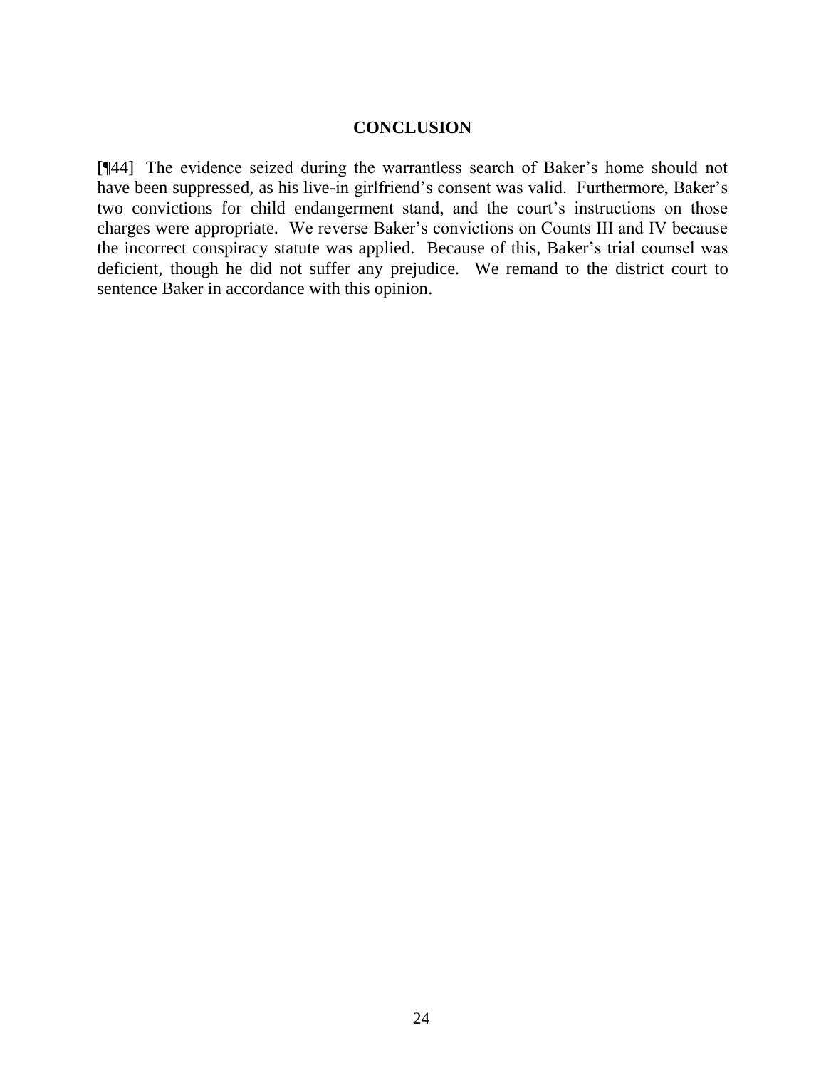## CONCLUSION

[¶44] The evidence seized during the warrantless search of Baker's home should not have been suppressed, as his live-in girlfriend's consent was valid. Furthermore, Baker's two convictions for child endangerment stand, and the court's instructions on those charges were appropriate. We reverse Baker's convictions on Counts III and IV because the incorrect conspiracy statute was applied. Because of this, Baker's trial counsel was deficient, though he did not suffer any prejudice. We remand to the district court to sentence Baker in accordance with this opinion.